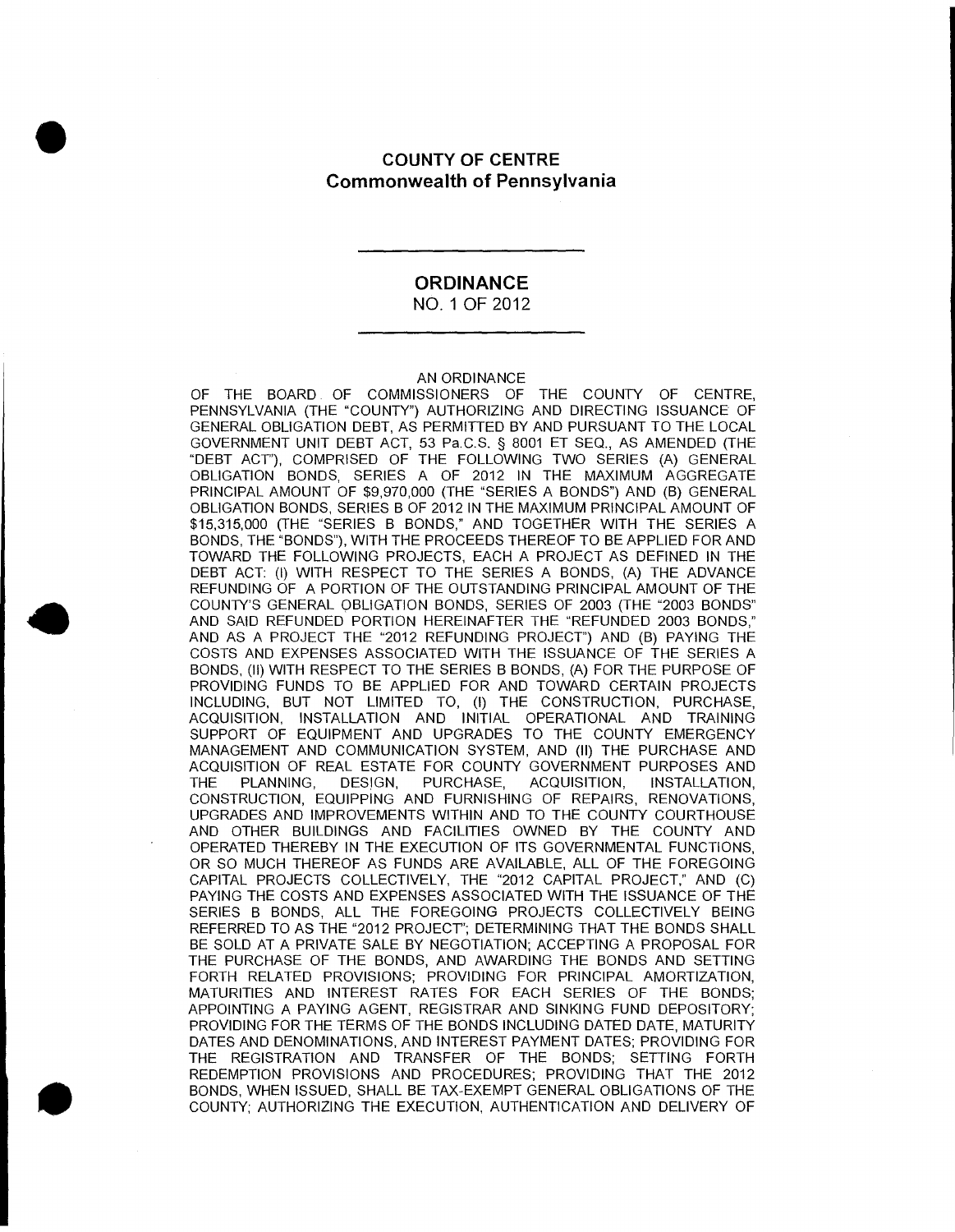# COUNTY OF CENTRE
## Commonwealth of Pennsylvania

---

## ORDINANCE
NO. 1 OF 2012

---

AN ORDINANCE
OF THE BOARD OF COMMISSIONERS OF THE COUNTY OF CENTRE, PENNSYLVANIA (THE "COUNTY") AUTHORIZING AND DIRECTING ISSUANCE OF GENERAL OBLIGATION DEBT, AS PERMITTED BY AND PURSUANT TO THE LOCAL GOVERNMENT UNIT DEBT ACT, 53 Pa.C.S. § 8001 ET SEQ., AS AMENDED (THE "DEBT ACT"), COMPRISED OF THE FOLLOWING TWO SERIES (A) GENERAL OBLIGATION BONDS, SERIES A OF 2012 IN THE MAXIMUM AGGREGATE PRINCIPAL AMOUNT OF $9,970,000 (THE "SERIES A BONDS") AND (B) GENERAL OBLIGATION BONDS, SERIES B OF 2012 IN THE MAXIMUM PRINCIPAL AMOUNT OF $15,315,000 (THE "SERIES B BONDS," AND TOGETHER WITH THE SERIES A BONDS, THE "BONDS"), WITH THE PROCEEDS THEREOF TO BE APPLIED FOR AND TOWARD THE FOLLOWING PROJECTS, EACH A PROJECT AS DEFINED IN THE DEBT ACT: (I) WITH RESPECT TO THE SERIES A BONDS, (A) THE ADVANCE REFUNDING OF A PORTION OF THE OUTSTANDING PRINCIPAL AMOUNT OF THE COUNTY'S GENERAL OBLIGATION BONDS, SERIES OF 2003 (THE "2003 BONDS" AND SAID REFUNDED PORTION HEREINAFTER THE "REFUNDED 2003 BONDS," AND AS A PROJECT THE "2012 REFUNDING PROJECT") AND (B) PAYING THE COSTS AND EXPENSES ASSOCIATED WITH THE ISSUANCE OF THE SERIES A BONDS, (II) WITH RESPECT TO THE SERIES B BONDS, (A) FOR THE PURPOSE OF PROVIDING FUNDS TO BE APPLIED FOR AND TOWARD CERTAIN PROJECTS INCLUDING, BUT NOT LIMITED TO, (I) THE CONSTRUCTION, PURCHASE, ACQUISITION, INSTALLATION AND INITIAL OPERATIONAL AND TRAINING SUPPORT OF EQUIPMENT AND UPGRADES TO THE COUNTY EMERGENCY MANAGEMENT AND COMMUNICATION SYSTEM, AND (II) THE PURCHASE AND ACQUISITION OF REAL ESTATE FOR COUNTY GOVERNMENT PURPOSES AND THE PLANNING, DESIGN, PURCHASE, ACQUISITION, INSTALLATION, CONSTRUCTION, EQUIPPING AND FURNISHING OF REPAIRS, RENOVATIONS, UPGRADES AND IMPROVEMENTS WITHIN AND TO THE COUNTY COURTHOUSE AND OTHER BUILDINGS AND FACILITIES OWNED BY THE COUNTY AND OPERATED THEREBY IN THE EXECUTION OF ITS GOVERNMENTAL FUNCTIONS, OR SO MUCH THEREOF AS FUNDS ARE AVAILABLE, ALL OF THE FOREGOING CAPITAL PROJECTS COLLECTIVELY, THE "2012 CAPITAL PROJECT," AND (C) PAYING THE COSTS AND EXPENSES ASSOCIATED WITH THE ISSUANCE OF THE SERIES B BONDS, ALL THE FOREGOING PROJECTS COLLECTIVELY BEING REFERRED TO AS THE "2012 PROJECT"; DETERMINING THAT THE BONDS SHALL BE SOLD AT A PRIVATE SALE BY NEGOTIATION; ACCEPTING A PROPOSAL FOR THE PURCHASE OF THE BONDS, AND AWARDING THE BONDS AND SETTING FORTH RELATED PROVISIONS; PROVIDING FOR PRINCIPAL AMORTIZATION, MATURITIES AND INTEREST RATES FOR EACH SERIES OF THE BONDS; APPOINTING A PAYING AGENT, REGISTRAR AND SINKING FUND DEPOSITORY; PROVIDING FOR THE TERMS OF THE BONDS INCLUDING DATED DATE, MATURITY DATES AND DENOMINATIONS, AND INTEREST PAYMENT DATES; PROVIDING FOR THE REGISTRATION AND TRANSFER OF THE BONDS; SETTING FORTH REDEMPTION PROVISIONS AND PROCEDURES; PROVIDING THAT THE 2012 BONDS, WHEN ISSUED, SHALL BE TAX-EXEMPT GENERAL OBLIGATIONS OF THE COUNTY; AUTHORIZING THE EXECUTION, AUTHENTICATION AND DELIVERY OF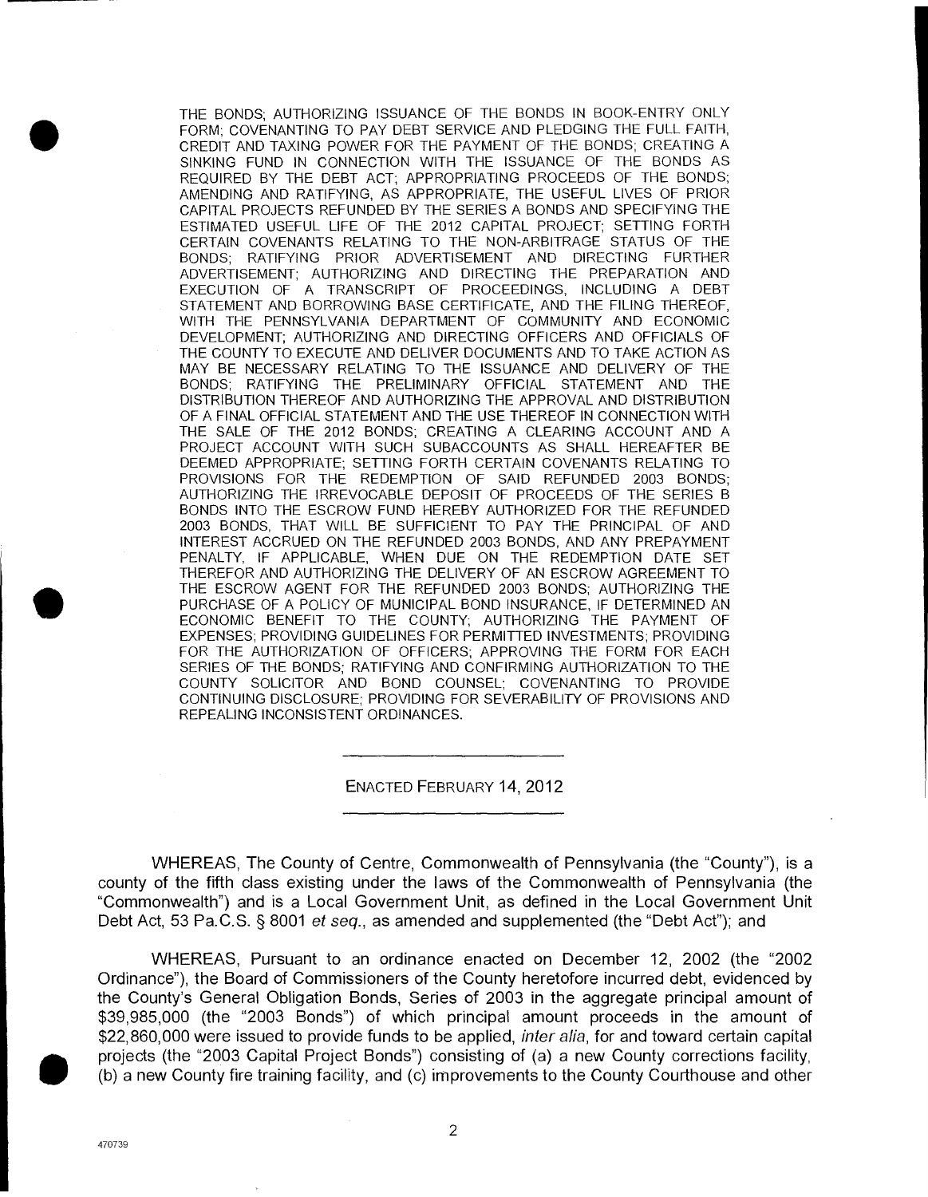THE BONDS; AUTHORIZING ISSUANCE OF THE BONDS IN BOOK-ENTRY ONLY FORM; COVENANTING TO PAY DEBT SERVICE AND PLEDGING THE FULL FAITH, CREDIT AND TAXING POWER FOR THE PAYMENT OF THE BONDS; CREATING A SINKING FUND IN CONNECTION WITH THE ISSUANCE OF THE BONDS AS REQUIRED BY THE DEBT ACT; APPROPRIATING PROCEEDS OF THE BONDS; AMENDING AND RATIFYING, AS APPROPRIATE, THE USEFUL LIVES OF PRIOR CAPITAL PROJECTS REFUNDED BY THE SERIES A BONDS AND SPECIFYING THE ESTIMATED USEFUL LIFE OF THE 2012 CAPITAL PROJECT; SETTING FORTH CERTAIN COVENANTS RELATING TO THE NON-ARBITRAGE STATUS OF THE BONDS; RATIFYING PRIOR ADVERTISEMENT AND DIRECTING FURTHER ADVERTISEMENT; AUTHORIZING AND DIRECTING THE PREPARATION AND EXECUTION OF A TRANSCRIPT OF PROCEEDINGS, INCLUDING A DEBT STATEMENT AND BORROWING BASE CERTIFICATE, AND THE FILING THEREOF, WITH THE PENNSYLVANIA DEPARTMENT OF COMMUNITY AND ECONOMIC DEVELOPMENT; AUTHORIZING AND DIRECTING OFFICERS AND OFFICIALS OF THE COUNTY TO EXECUTE AND DELIVER DOCUMENTS AND TO TAKE ACTION AS MAY BE NECESSARY RELATING TO THE ISSUANCE AND DELIVERY OF THE BONDS; RATIFYING THE PRELIMINARY OFFICIAL STATEMENT AND THE DISTRIBUTION THEREOF AND AUTHORIZING THE APPROVAL AND DISTRIBUTION OF A FINAL OFFICIAL STATEMENT AND THE USE THEREOF IN CONNECTION WITH THE SALE OF THE 2012 BONDS; CREATING A CLEARING ACCOUNT AND A PROJECT ACCOUNT WITH SUCH SUBACCOUNTS AS SHALL HEREAFTER BE DEEMED APPROPRIATE; SETTING FORTH CERTAIN COVENANTS RELATING TO PROVISIONS FOR THE REDEMPTION OF SAID REFUNDED 2003 BONDS; AUTHORIZING THE IRREVOCABLE DEPOSIT OF PROCEEDS OF THE SERIES B BONDS INTO THE ESCROW FUND HEREBY AUTHORIZED FOR THE REFUNDED 2003 BONDS, THAT WILL BE SUFFICIENT TO PAY THE PRINCIPAL OF AND INTEREST ACCRUED ON THE REFUNDED 2003 BONDS, AND ANY PREPAYMENT PENALTY, IF APPLICABLE, WHEN DUE ON THE REDEMPTION DATE SET THEREFOR AND AUTHORIZING THE DELIVERY OF AN ESCROW AGREEMENT TO THE ESCROW AGENT FOR THE REFUNDED 2003 BONDS; AUTHORIZING THE PURCHASE OF A POLICY OF MUNICIPAL BOND INSURANCE, IF DETERMINED AN ECONOMIC BENEFIT TO THE COUNTY; AUTHORIZING THE PAYMENT OF EXPENSES; PROVIDING GUIDELINES FOR PERMITTED INVESTMENTS; PROVIDING FOR THE AUTHORIZATION OF OFFICERS; APPROVING THE FORM FOR EACH SERIES OF THE BONDS; RATIFYING AND CONFIRMING AUTHORIZATION TO THE COUNTY SOLICITOR AND BOND COUNSEL; COVENANTING TO PROVIDE CONTINUING DISCLOSURE; PROVIDING FOR SEVERABILITY OF PROVISIONS AND REPEALING INCONSISTENT ORDINANCES.

---

ENACTED FEBRUARY 14, 2012

---

WHEREAS, The County of Centre, Commonwealth of Pennsylvania (the "County"), is a county of the fifth class existing under the laws of the Commonwealth of Pennsylvania (the "Commonwealth") and is a Local Government Unit, as defined in the Local Government Unit Debt Act, 53 Pa.C.S. § 8001 *et seq.*, as amended and supplemented (the "Debt Act"); and

WHEREAS, Pursuant to an ordinance enacted on December 12, 2002 (the "2002 Ordinance"), the Board of Commissioners of the County heretofore incurred debt, evidenced by the County's General Obligation Bonds, Series of 2003 in the aggregate principal amount of $39,985,000 (the "2003 Bonds") of which principal amount proceeds in the amount of $22,860,000 were issued to provide funds to be applied, *inter alia*, for and toward certain capital projects (the "2003 Capital Project Bonds") consisting of (a) a new County corrections facility, (b) a new County fire training facility, and (c) improvements to the County Courthouse and other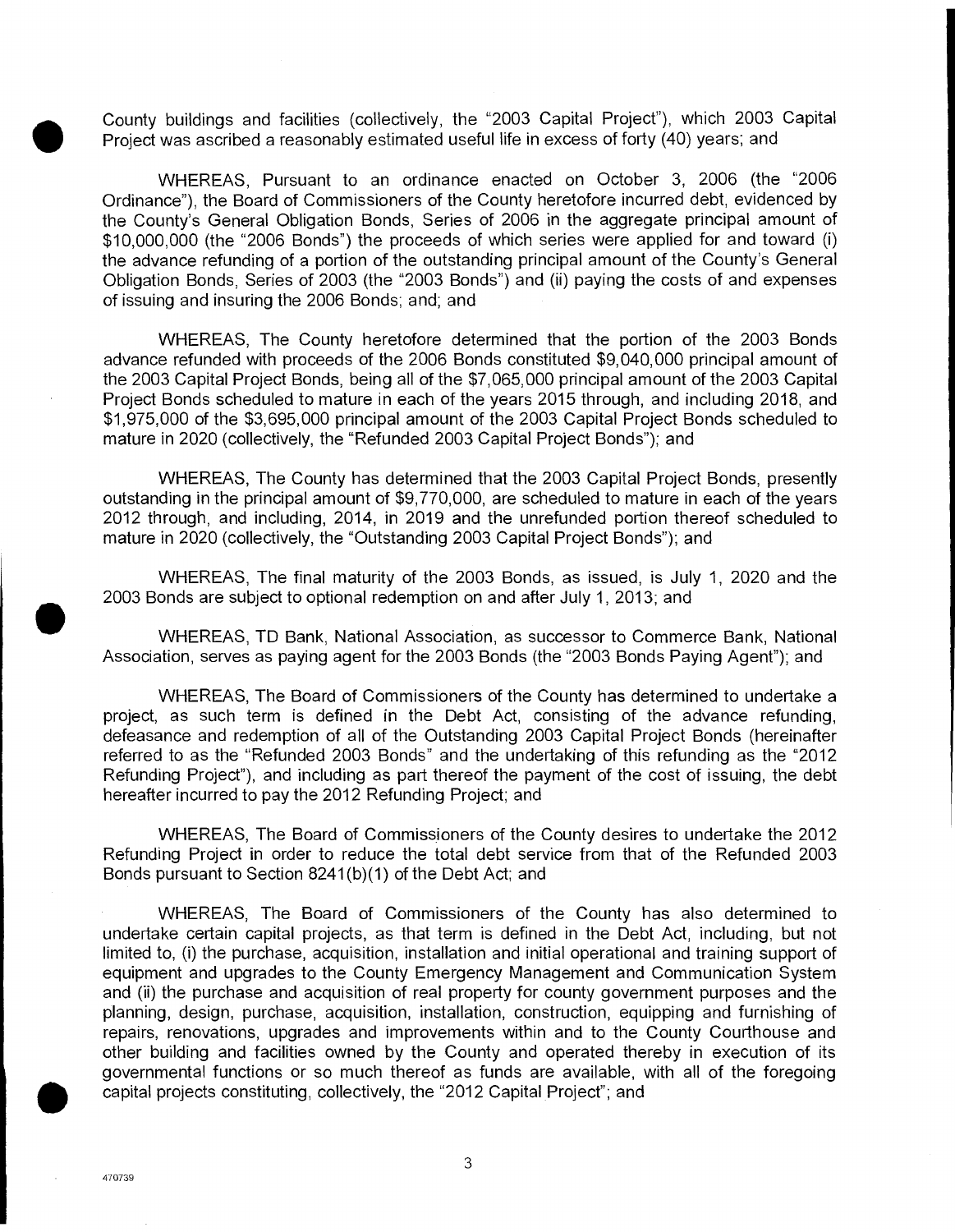County buildings and facilities (collectively, the "2003 Capital Project"), which 2003 Capital Project was ascribed a reasonably estimated useful life in excess of forty (40) years; and

WHEREAS, Pursuant to an ordinance enacted on October 3, 2006 (the "2006 Ordinance"), the Board of Commissioners of the County heretofore incurred debt, evidenced by the County's General Obligation Bonds, Series of 2006 in the aggregate principal amount of $10,000,000 (the "2006 Bonds") the proceeds of which series were applied for and toward (i) the advance refunding of a portion of the outstanding principal amount of the County's General Obligation Bonds, Series of 2003 (the "2003 Bonds") and (ii) paying the costs of and expenses of issuing and insuring the 2006 Bonds; and; and

WHEREAS, The County heretofore determined that the portion of the 2003 Bonds advance refunded with proceeds of the 2006 Bonds constituted $9,040,000 principal amount of the 2003 Capital Project Bonds, being all of the $7,065,000 principal amount of the 2003 Capital Project Bonds scheduled to mature in each of the years 2015 through, and including 2018, and $1,975,000 of the $3,695,000 principal amount of the 2003 Capital Project Bonds scheduled to mature in 2020 (collectively, the "Refunded 2003 Capital Project Bonds"); and

WHEREAS, The County has determined that the 2003 Capital Project Bonds, presently outstanding in the principal amount of $9,770,000, are scheduled to mature in each of the years 2012 through, and including, 2014, in 2019 and the unrefunded portion thereof scheduled to mature in 2020 (collectively, the "Outstanding 2003 Capital Project Bonds"); and

WHEREAS, The final maturity of the 2003 Bonds, as issued, is July 1, 2020 and the 2003 Bonds are subject to optional redemption on and after July 1, 2013; and

WHEREAS, TD Bank, National Association, as successor to Commerce Bank, National Association, serves as paying agent for the 2003 Bonds (the "2003 Bonds Paying Agent"); and

WHEREAS, The Board of Commissioners of the County has determined to undertake a project, as such term is defined in the Debt Act, consisting of the advance refunding, defeasance and redemption of all of the Outstanding 2003 Capital Project Bonds (hereinafter referred to as the "Refunded 2003 Bonds" and the undertaking of this refunding as the "2012 Refunding Project"), and including as part thereof the payment of the cost of issuing, the debt hereafter incurred to pay the 2012 Refunding Project; and

WHEREAS, The Board of Commissioners of the County desires to undertake the 2012 Refunding Project in order to reduce the total debt service from that of the Refunded 2003 Bonds pursuant to Section 8241(b)(1) of the Debt Act; and

WHEREAS, The Board of Commissioners of the County has also determined to undertake certain capital projects, as that term is defined in the Debt Act, including, but not limited to, (i) the purchase, acquisition, installation and initial operational and training support of equipment and upgrades to the County Emergency Management and Communication System and (ii) the purchase and acquisition of real property for county government purposes and the planning, design, purchase, acquisition, installation, construction, equipping and furnishing of repairs, renovations, upgrades and improvements within and to the County Courthouse and other building and facilities owned by the County and operated thereby in execution of its governmental functions or so much thereof as funds are available, with all of the foregoing capital projects constituting, collectively, the "2012 Capital Project"; and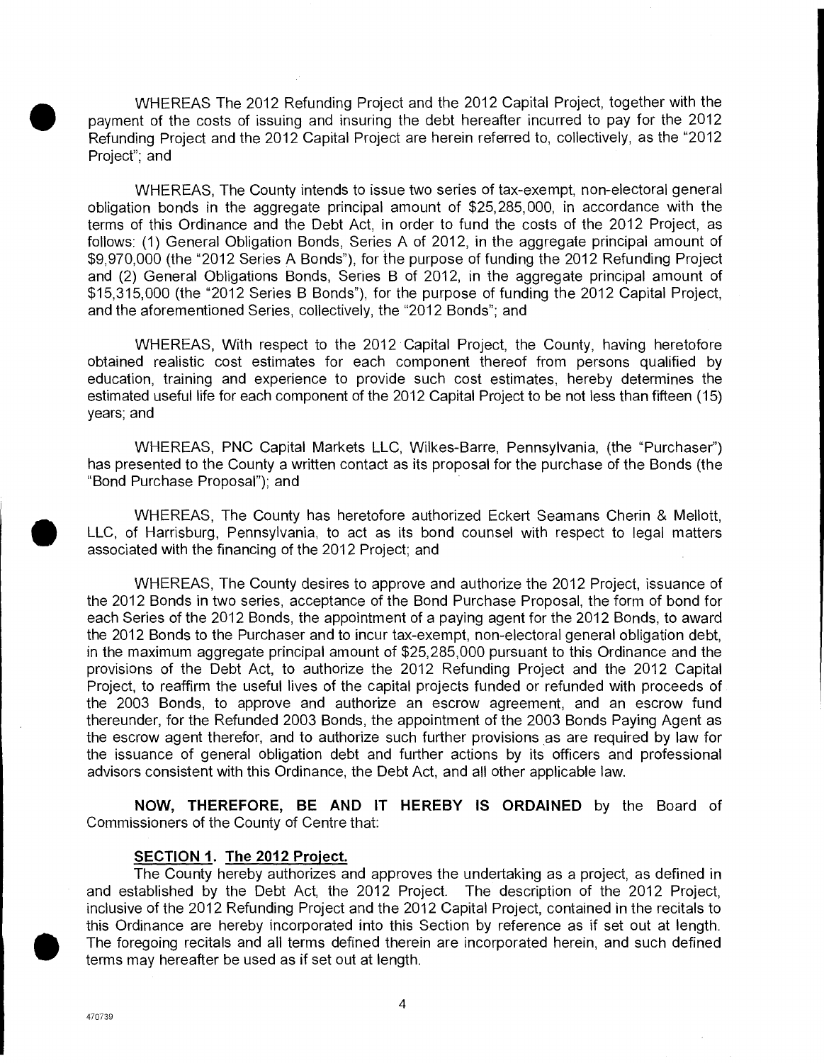WHEREAS The 2012 Refunding Project and the 2012 Capital Project, together with the payment of the costs of issuing and insuring the debt hereafter incurred to pay for the 2012 Refunding Project and the 2012 Capital Project are herein referred to, collectively, as the "2012 Project"; and

WHEREAS, The County intends to issue two series of tax-exempt, non-electoral general obligation bonds in the aggregate principal amount of $25,285,000, in accordance with the terms of this Ordinance and the Debt Act, in order to fund the costs of the 2012 Project, as follows: (1) General Obligation Bonds, Series A of 2012, in the aggregate principal amount of $9,970,000 (the "2012 Series A Bonds"), for the purpose of funding the 2012 Refunding Project and (2) General Obligations Bonds, Series B of 2012, in the aggregate principal amount of $15,315,000 (the "2012 Series B Bonds"), for the purpose of funding the 2012 Capital Project, and the aforementioned Series, collectively, the "2012 Bonds"; and

WHEREAS, With respect to the 2012 Capital Project, the County, having heretofore obtained realistic cost estimates for each component thereof from persons qualified by education, training and experience to provide such cost estimates, hereby determines the estimated useful life for each component of the 2012 Capital Project to be not less than fifteen (15) years; and

WHEREAS, PNC Capital Markets LLC, Wilkes-Barre, Pennsylvania, (the "Purchaser") has presented to the County a written contact as its proposal for the purchase of the Bonds (the "Bond Purchase Proposal"); and

WHEREAS, The County has heretofore authorized Eckert Seamans Cherin & Mellott, LLC, of Harrisburg, Pennsylvania, to act as its bond counsel with respect to legal matters associated with the financing of the 2012 Project; and

WHEREAS, The County desires to approve and authorize the 2012 Project, issuance of the 2012 Bonds in two series, acceptance of the Bond Purchase Proposal, the form of bond for each Series of the 2012 Bonds, the appointment of a paying agent for the 2012 Bonds, to award the 2012 Bonds to the Purchaser and to incur tax-exempt, non-electoral general obligation debt, in the maximum aggregate principal amount of $25,285,000 pursuant to this Ordinance and the provisions of the Debt Act, to authorize the 2012 Refunding Project and the 2012 Capital Project, to reaffirm the useful lives of the capital projects funded or refunded with proceeds of the 2003 Bonds, to approve and authorize an escrow agreement, and an escrow fund thereunder, for the Refunded 2003 Bonds, the appointment of the 2003 Bonds Paying Agent as the escrow agent therefor, and to authorize such further provisions as are required by law for the issuance of general obligation debt and further actions by its officers and professional advisors consistent with this Ordinance, the Debt Act, and all other applicable law.

**NOW, THEREFORE, BE AND IT HEREBY IS ORDAINED** by the Board of Commissioners of the County of Centre that:

**SECTION 1. The 2012 Project.**

The County hereby authorizes and approves the undertaking as a project, as defined in and established by the Debt Act, the 2012 Project. The description of the 2012 Project, inclusive of the 2012 Refunding Project and the 2012 Capital Project, contained in the recitals to this Ordinance are hereby incorporated into this Section by reference as if set out at length. The foregoing recitals and all terms defined therein are incorporated herein, and such defined terms may hereafter be used as if set out at length.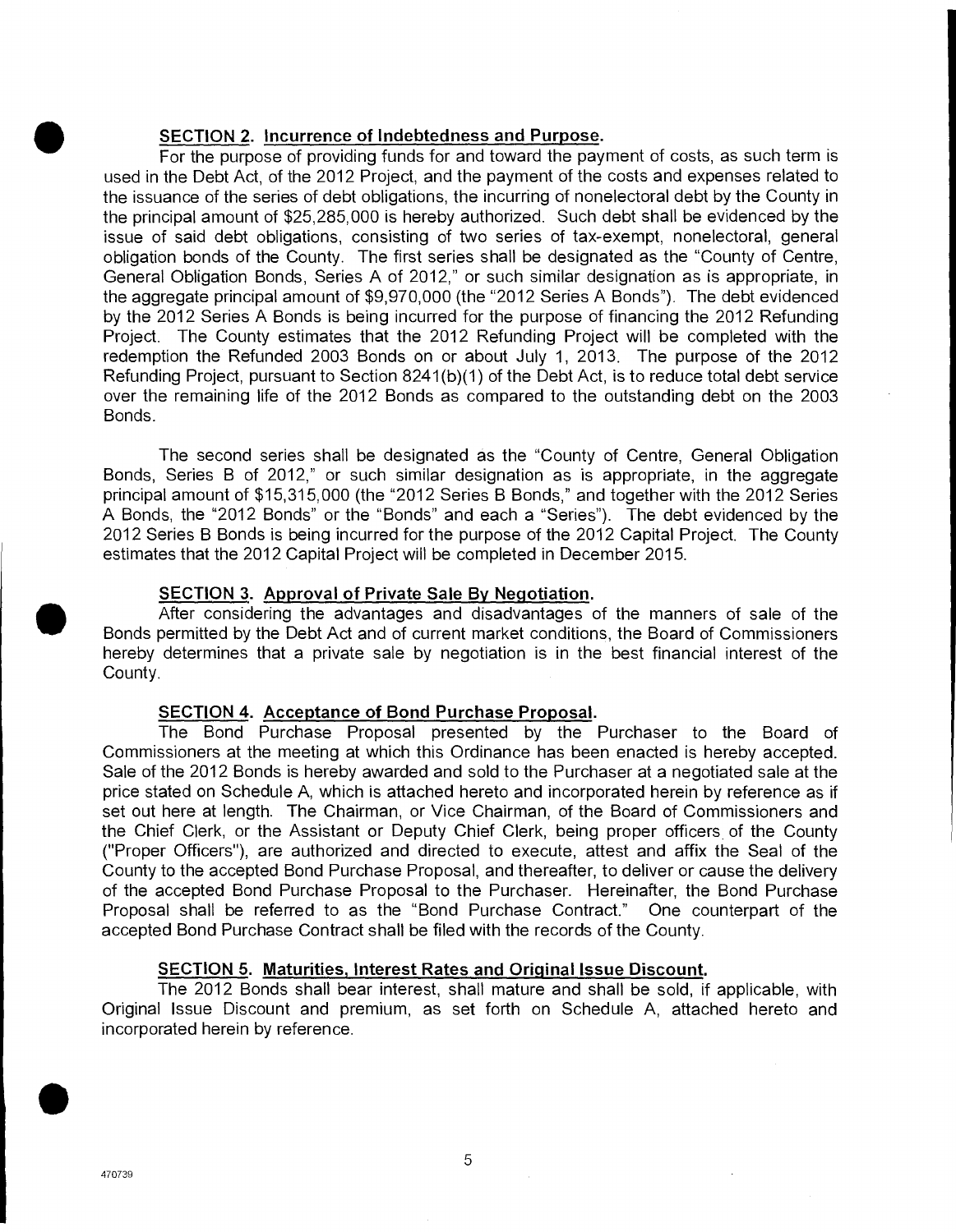**SECTION 2. Incurrence of Indebtedness and Purpose.**

For the purpose of providing funds for and toward the payment of costs, as such term is used in the Debt Act, of the 2012 Project, and the payment of the costs and expenses related to the issuance of the series of debt obligations, the incurring of nonelectoral debt by the County in the principal amount of $25,285,000 is hereby authorized. Such debt shall be evidenced by the issue of said debt obligations, consisting of two series of tax-exempt, nonelectoral, general obligation bonds of the County. The first series shall be designated as the "County of Centre, General Obligation Bonds, Series A of 2012," or such similar designation as is appropriate, in the aggregate principal amount of $9,970,000 (the "2012 Series A Bonds"). The debt evidenced by the 2012 Series A Bonds is being incurred for the purpose of financing the 2012 Refunding Project. The County estimates that the 2012 Refunding Project will be completed with the redemption the Refunded 2003 Bonds on or about July 1, 2013. The purpose of the 2012 Refunding Project, pursuant to Section 8241(b)(1) of the Debt Act, is to reduce total debt service over the remaining life of the 2012 Bonds as compared to the outstanding debt on the 2003 Bonds.

The second series shall be designated as the "County of Centre, General Obligation Bonds, Series B of 2012," or such similar designation as is appropriate, in the aggregate principal amount of $15,315,000 (the "2012 Series B Bonds," and together with the 2012 Series A Bonds, the "2012 Bonds" or the "Bonds" and each a "Series"). The debt evidenced by the 2012 Series B Bonds is being incurred for the purpose of the 2012 Capital Project. The County estimates that the 2012 Capital Project will be completed in December 2015.

**SECTION 3. Approval of Private Sale By Negotiation.**

After considering the advantages and disadvantages of the manners of sale of the Bonds permitted by the Debt Act and of current market conditions, the Board of Commissioners hereby determines that a private sale by negotiation is in the best financial interest of the County.

**SECTION 4. Acceptance of Bond Purchase Proposal.**

The Bond Purchase Proposal presented by the Purchaser to the Board of Commissioners at the meeting at which this Ordinance has been enacted is hereby accepted. Sale of the 2012 Bonds is hereby awarded and sold to the Purchaser at a negotiated sale at the price stated on Schedule A, which is attached hereto and incorporated herein by reference as if set out here at length. The Chairman, or Vice Chairman, of the Board of Commissioners and the Chief Clerk, or the Assistant or Deputy Chief Clerk, being proper officers of the County ("Proper Officers"), are authorized and directed to execute, attest and affix the Seal of the County to the accepted Bond Purchase Proposal, and thereafter, to deliver or cause the delivery of the accepted Bond Purchase Proposal to the Purchaser. Hereinafter, the Bond Purchase Proposal shall be referred to as the "Bond Purchase Contract." One counterpart of the accepted Bond Purchase Contract shall be filed with the records of the County.

**SECTION 5. Maturities, Interest Rates and Original Issue Discount.**

The 2012 Bonds shall bear interest, shall mature and shall be sold, if applicable, with Original Issue Discount and premium, as set forth on Schedule A, attached hereto and incorporated herein by reference.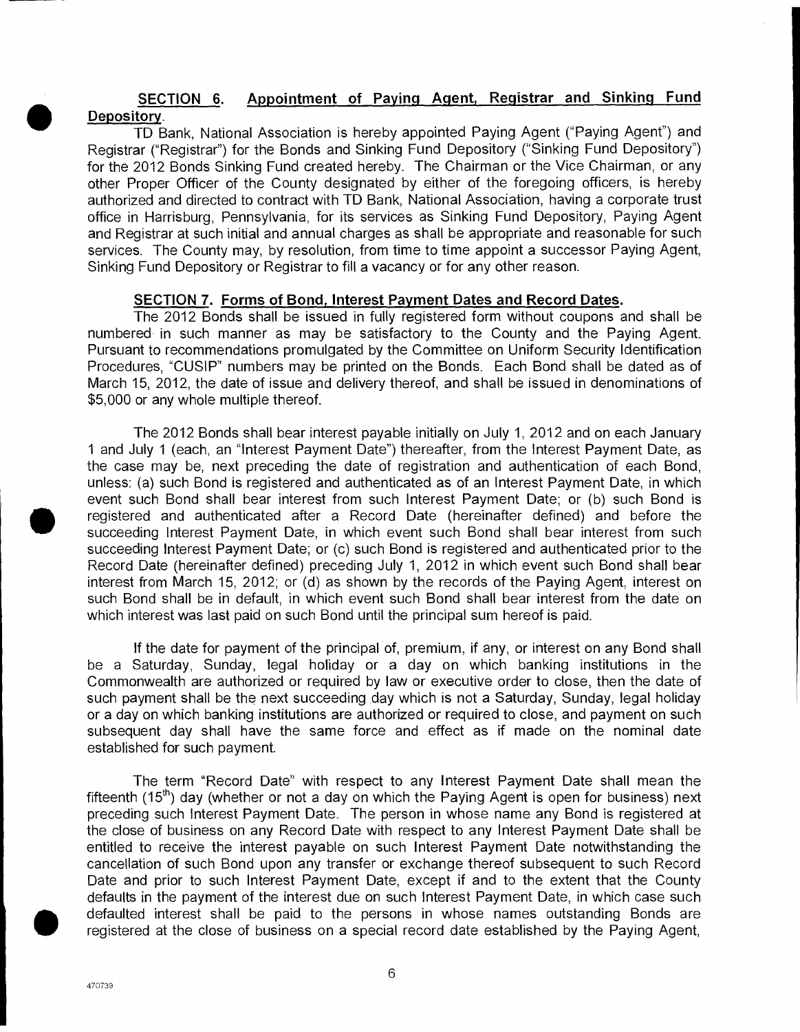**SECTION 6. Appointment of Paying Agent, Registrar and Sinking Fund Depository.**

TD Bank, National Association is hereby appointed Paying Agent ("Paying Agent") and Registrar ("Registrar") for the Bonds and Sinking Fund Depository ("Sinking Fund Depository") for the 2012 Bonds Sinking Fund created hereby. The Chairman or the Vice Chairman, or any other Proper Officer of the County designated by either of the foregoing officers, is hereby authorized and directed to contract with TD Bank, National Association, having a corporate trust office in Harrisburg, Pennsylvania, for its services as Sinking Fund Depository, Paying Agent and Registrar at such initial and annual charges as shall be appropriate and reasonable for such services. The County may, by resolution, from time to time appoint a successor Paying Agent, Sinking Fund Depository or Registrar to fill a vacancy or for any other reason.

**SECTION 7. Forms of Bond, Interest Payment Dates and Record Dates.**

The 2012 Bonds shall be issued in fully registered form without coupons and shall be numbered in such manner as may be satisfactory to the County and the Paying Agent. Pursuant to recommendations promulgated by the Committee on Uniform Security Identification Procedures, "CUSIP" numbers may be printed on the Bonds. Each Bond shall be dated as of March 15, 2012, the date of issue and delivery thereof, and shall be issued in denominations of $5,000 or any whole multiple thereof.

The 2012 Bonds shall bear interest payable initially on July 1, 2012 and on each January 1 and July 1 (each, an "Interest Payment Date") thereafter, from the Interest Payment Date, as the case may be, next preceding the date of registration and authentication of each Bond, unless: (a) such Bond is registered and authenticated as of an Interest Payment Date, in which event such Bond shall bear interest from such Interest Payment Date; or (b) such Bond is registered and authenticated after a Record Date (hereinafter defined) and before the succeeding Interest Payment Date, in which event such Bond shall bear interest from such succeeding Interest Payment Date; or (c) such Bond is registered and authenticated prior to the Record Date (hereinafter defined) preceding July 1, 2012 in which event such Bond shall bear interest from March 15, 2012; or (d) as shown by the records of the Paying Agent, interest on such Bond shall be in default, in which event such Bond shall bear interest from the date on which interest was last paid on such Bond until the principal sum hereof is paid.

If the date for payment of the principal of, premium, if any, or interest on any Bond shall be a Saturday, Sunday, legal holiday or a day on which banking institutions in the Commonwealth are authorized or required by law or executive order to close, then the date of such payment shall be the next succeeding day which is not a Saturday, Sunday, legal holiday or a day on which banking institutions are authorized or required to close, and payment on such subsequent day shall have the same force and effect as if made on the nominal date established for such payment.

The term "Record Date" with respect to any Interest Payment Date shall mean the fifteenth (15th) day (whether or not a day on which the Paying Agent is open for business) next preceding such Interest Payment Date. The person in whose name any Bond is registered at the close of business on any Record Date with respect to any Interest Payment Date shall be entitled to receive the interest payable on such Interest Payment Date notwithstanding the cancellation of such Bond upon any transfer or exchange thereof subsequent to such Record Date and prior to such Interest Payment Date, except if and to the extent that the County defaults in the payment of the interest due on such Interest Payment Date, in which case such defaulted interest shall be paid to the persons in whose names outstanding Bonds are registered at the close of business on a special record date established by the Paying Agent,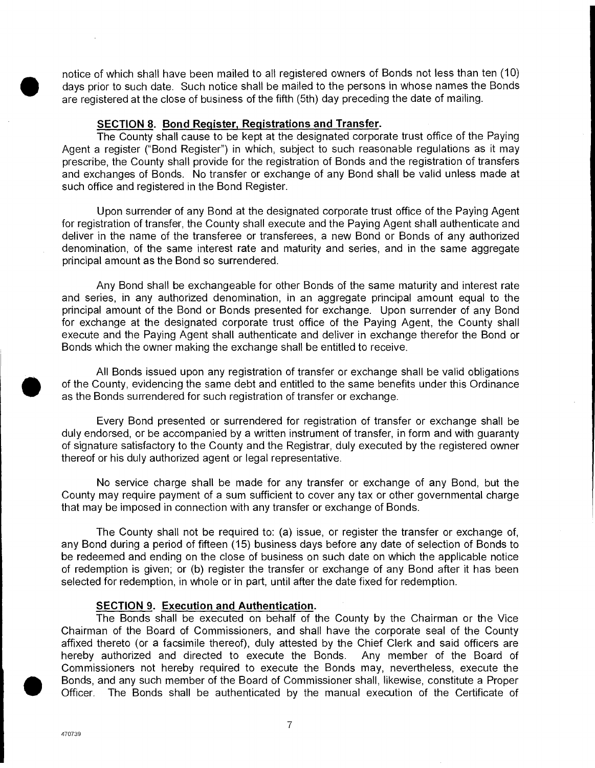notice of which shall have been mailed to all registered owners of Bonds not less than ten (10) days prior to such date. Such notice shall be mailed to the persons in whose names the Bonds are registered at the close of business of the fifth (5th) day preceding the date of mailing.

**SECTION 8. Bond Register, Registrations and Transfer.**

The County shall cause to be kept at the designated corporate trust office of the Paying Agent a register ("Bond Register") in which, subject to such reasonable regulations as it may prescribe, the County shall provide for the registration of Bonds and the registration of transfers and exchanges of Bonds. No transfer or exchange of any Bond shall be valid unless made at such office and registered in the Bond Register.

Upon surrender of any Bond at the designated corporate trust office of the Paying Agent for registration of transfer, the County shall execute and the Paying Agent shall authenticate and deliver in the name of the transferee or transferees, a new Bond or Bonds of any authorized denomination, of the same interest rate and maturity and series, and in the same aggregate principal amount as the Bond so surrendered.

Any Bond shall be exchangeable for other Bonds of the same maturity and interest rate and series, in any authorized denomination, in an aggregate principal amount equal to the principal amount of the Bond or Bonds presented for exchange. Upon surrender of any Bond for exchange at the designated corporate trust office of the Paying Agent, the County shall execute and the Paying Agent shall authenticate and deliver in exchange therefor the Bond or Bonds which the owner making the exchange shall be entitled to receive.

All Bonds issued upon any registration of transfer or exchange shall be valid obligations of the County, evidencing the same debt and entitled to the same benefits under this Ordinance as the Bonds surrendered for such registration of transfer or exchange.

Every Bond presented or surrendered for registration of transfer or exchange shall be duly endorsed, or be accompanied by a written instrument of transfer, in form and with guaranty of signature satisfactory to the County and the Registrar, duly executed by the registered owner thereof or his duly authorized agent or legal representative.

No service charge shall be made for any transfer or exchange of any Bond, but the County may require payment of a sum sufficient to cover any tax or other governmental charge that may be imposed in connection with any transfer or exchange of Bonds.

The County shall not be required to: (a) issue, or register the transfer or exchange of, any Bond during a period of fifteen (15) business days before any date of selection of Bonds to be redeemed and ending on the close of business on such date on which the applicable notice of redemption is given; or (b) register the transfer or exchange of any Bond after it has been selected for redemption, in whole or in part, until after the date fixed for redemption.

**SECTION 9. Execution and Authentication.**

The Bonds shall be executed on behalf of the County by the Chairman or the Vice Chairman of the Board of Commissioners, and shall have the corporate seal of the County affixed thereto (or a facsimile thereof), duly attested by the Chief Clerk and said officers are hereby authorized and directed to execute the Bonds. Any member of the Board of Commissioners not hereby required to execute the Bonds may, nevertheless, execute the Bonds, and any such member of the Board of Commissioner shall, likewise, constitute a Proper Officer. The Bonds shall be authenticated by the manual execution of the Certificate of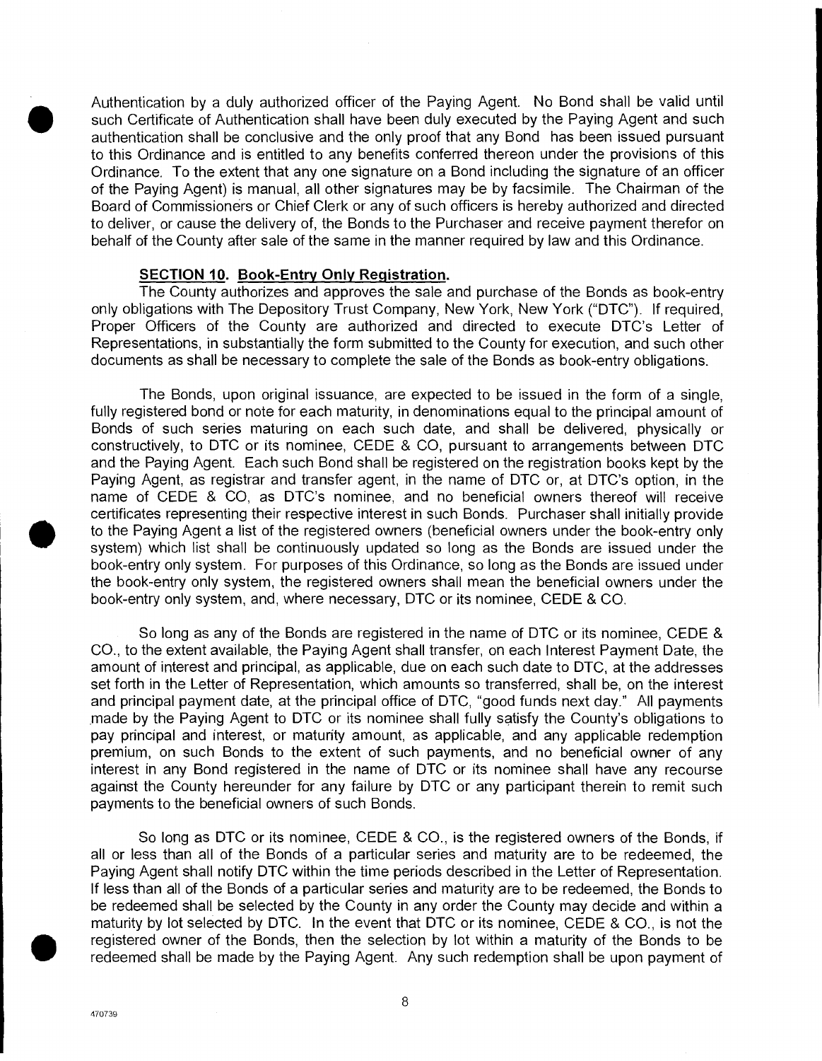Authentication by a duly authorized officer of the Paying Agent. No Bond shall be valid until such Certificate of Authentication shall have been duly executed by the Paying Agent and such authentication shall be conclusive and the only proof that any Bond has been issued pursuant to this Ordinance and is entitled to any benefits conferred thereon under the provisions of this Ordinance. To the extent that any one signature on a Bond including the signature of an officer of the Paying Agent) is manual, all other signatures may be by facsimile. The Chairman of the Board of Commissioners or Chief Clerk or any of such officers is hereby authorized and directed to deliver, or cause the delivery of, the Bonds to the Purchaser and receive payment therefor on behalf of the County after sale of the same in the manner required by law and this Ordinance.

**SECTION 10. Book-Entry Only Registration.**

The County authorizes and approves the sale and purchase of the Bonds as book-entry only obligations with The Depository Trust Company, New York, New York ("DTC"). If required, Proper Officers of the County are authorized and directed to execute DTC's Letter of Representations, in substantially the form submitted to the County for execution, and such other documents as shall be necessary to complete the sale of the Bonds as book-entry obligations.

The Bonds, upon original issuance, are expected to be issued in the form of a single, fully registered bond or note for each maturity, in denominations equal to the principal amount of Bonds of such series maturing on each such date, and shall be delivered, physically or constructively, to DTC or its nominee, CEDE & CO, pursuant to arrangements between DTC and the Paying Agent. Each such Bond shall be registered on the registration books kept by the Paying Agent, as registrar and transfer agent, in the name of DTC or, at DTC's option, in the name of CEDE & CO, as DTC's nominee, and no beneficial owners thereof will receive certificates representing their respective interest in such Bonds. Purchaser shall initially provide to the Paying Agent a list of the registered owners (beneficial owners under the book-entry only system) which list shall be continuously updated so long as the Bonds are issued under the book-entry only system. For purposes of this Ordinance, so long as the Bonds are issued under the book-entry only system, the registered owners shall mean the beneficial owners under the book-entry only system, and, where necessary, DTC or its nominee, CEDE & CO.

So long as any of the Bonds are registered in the name of DTC or its nominee, CEDE & CO., to the extent available, the Paying Agent shall transfer, on each Interest Payment Date, the amount of interest and principal, as applicable, due on each such date to DTC, at the addresses set forth in the Letter of Representation, which amounts so transferred, shall be, on the interest and principal payment date, at the principal office of DTC, "good funds next day." All payments made by the Paying Agent to DTC or its nominee shall fully satisfy the County's obligations to pay principal and interest, or maturity amount, as applicable, and any applicable redemption premium, on such Bonds to the extent of such payments, and no beneficial owner of any interest in any Bond registered in the name of DTC or its nominee shall have any recourse against the County hereunder for any failure by DTC or any participant therein to remit such payments to the beneficial owners of such Bonds.

So long as DTC or its nominee, CEDE & CO., is the registered owners of the Bonds, if all or less than all of the Bonds of a particular series and maturity are to be redeemed, the Paying Agent shall notify DTC within the time periods described in the Letter of Representation. If less than all of the Bonds of a particular series and maturity are to be redeemed, the Bonds to be redeemed shall be selected by the County in any order the County may decide and within a maturity by lot selected by DTC. In the event that DTC or its nominee, CEDE & CO., is not the registered owner of the Bonds, then the selection by lot within a maturity of the Bonds to be redeemed shall be made by the Paying Agent. Any such redemption shall be upon payment of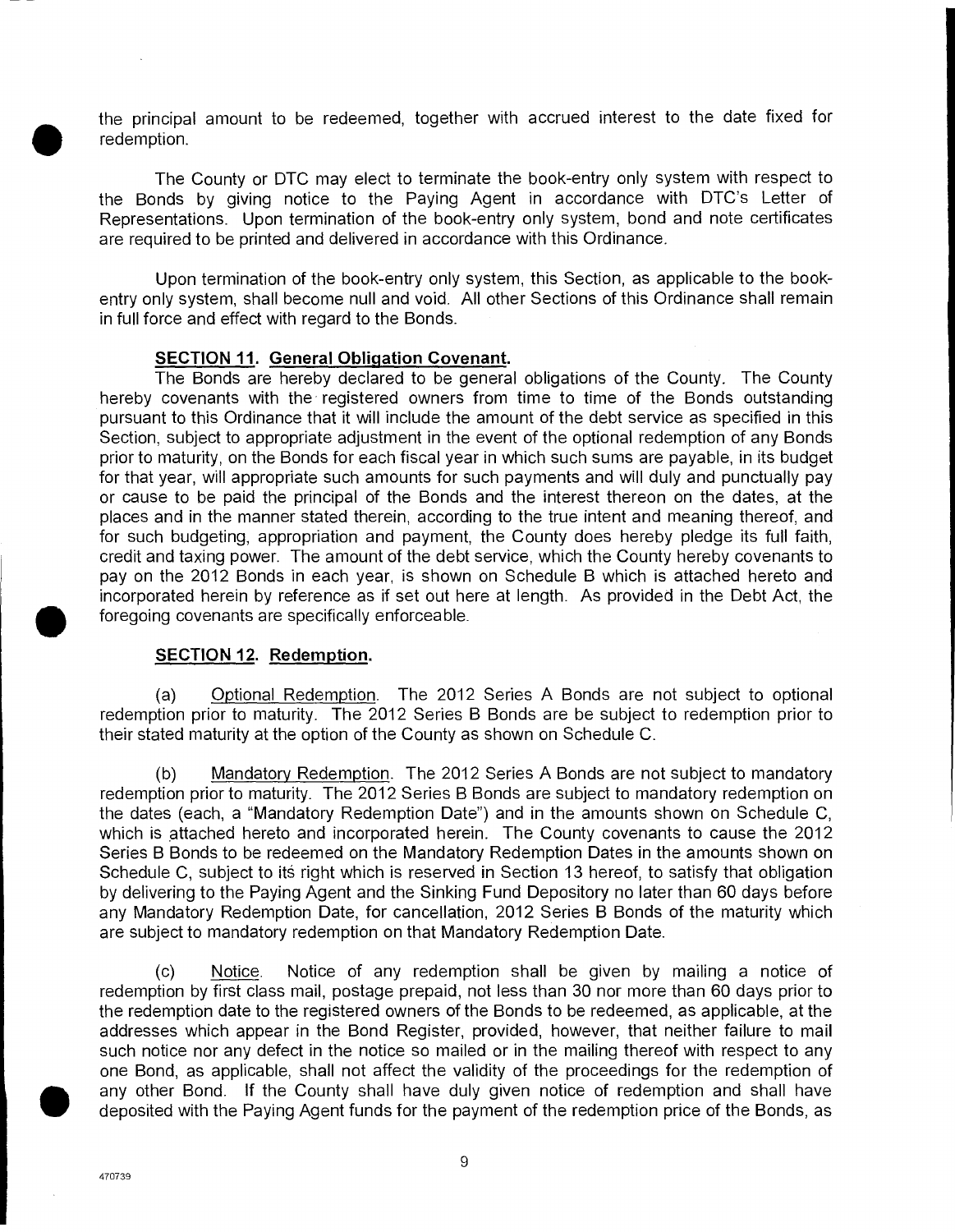the principal amount to be redeemed, together with accrued interest to the date fixed for redemption.

The County or DTC may elect to terminate the book-entry only system with respect to the Bonds by giving notice to the Paying Agent in accordance with DTC's Letter of Representations. Upon termination of the book-entry only system, bond and note certificates are required to be printed and delivered in accordance with this Ordinance.

Upon termination of the book-entry only system, this Section, as applicable to the book-entry only system, shall become null and void. All other Sections of this Ordinance shall remain in full force and effect with regard to the Bonds.

**SECTION 11. General Obligation Covenant.**

The Bonds are hereby declared to be general obligations of the County. The County hereby covenants with the registered owners from time to time of the Bonds outstanding pursuant to this Ordinance that it will include the amount of the debt service as specified in this Section, subject to appropriate adjustment in the event of the optional redemption of any Bonds prior to maturity, on the Bonds for each fiscal year in which such sums are payable, in its budget for that year, will appropriate such amounts for such payments and will duly and punctually pay or cause to be paid the principal of the Bonds and the interest thereon on the dates, at the places and in the manner stated therein, according to the true intent and meaning thereof, and for such budgeting, appropriation and payment, the County does hereby pledge its full faith, credit and taxing power. The amount of the debt service, which the County hereby covenants to pay on the 2012 Bonds in each year, is shown on Schedule B which is attached hereto and incorporated herein by reference as if set out here at length. As provided in the Debt Act, the foregoing covenants are specifically enforceable.

**SECTION 12. Redemption.**

(a) Optional Redemption. The 2012 Series A Bonds are not subject to optional redemption prior to maturity. The 2012 Series B Bonds are be subject to redemption prior to their stated maturity at the option of the County as shown on Schedule C.

(b) Mandatory Redemption. The 2012 Series A Bonds are not subject to mandatory redemption prior to maturity. The 2012 Series B Bonds are subject to mandatory redemption on the dates (each, a "Mandatory Redemption Date") and in the amounts shown on Schedule C, which is attached hereto and incorporated herein. The County covenants to cause the 2012 Series B Bonds to be redeemed on the Mandatory Redemption Dates in the amounts shown on Schedule C, subject to its right which is reserved in Section 13 hereof, to satisfy that obligation by delivering to the Paying Agent and the Sinking Fund Depository no later than 60 days before any Mandatory Redemption Date, for cancellation, 2012 Series B Bonds of the maturity which are subject to mandatory redemption on that Mandatory Redemption Date.

(c) Notice. Notice of any redemption shall be given by mailing a notice of redemption by first class mail, postage prepaid, not less than 30 nor more than 60 days prior to the redemption date to the registered owners of the Bonds to be redeemed, as applicable, at the addresses which appear in the Bond Register, provided, however, that neither failure to mail such notice nor any defect in the notice so mailed or in the mailing thereof with respect to any one Bond, as applicable, shall not affect the validity of the proceedings for the redemption of any other Bond. If the County shall have duly given notice of redemption and shall have deposited with the Paying Agent funds for the payment of the redemption price of the Bonds, as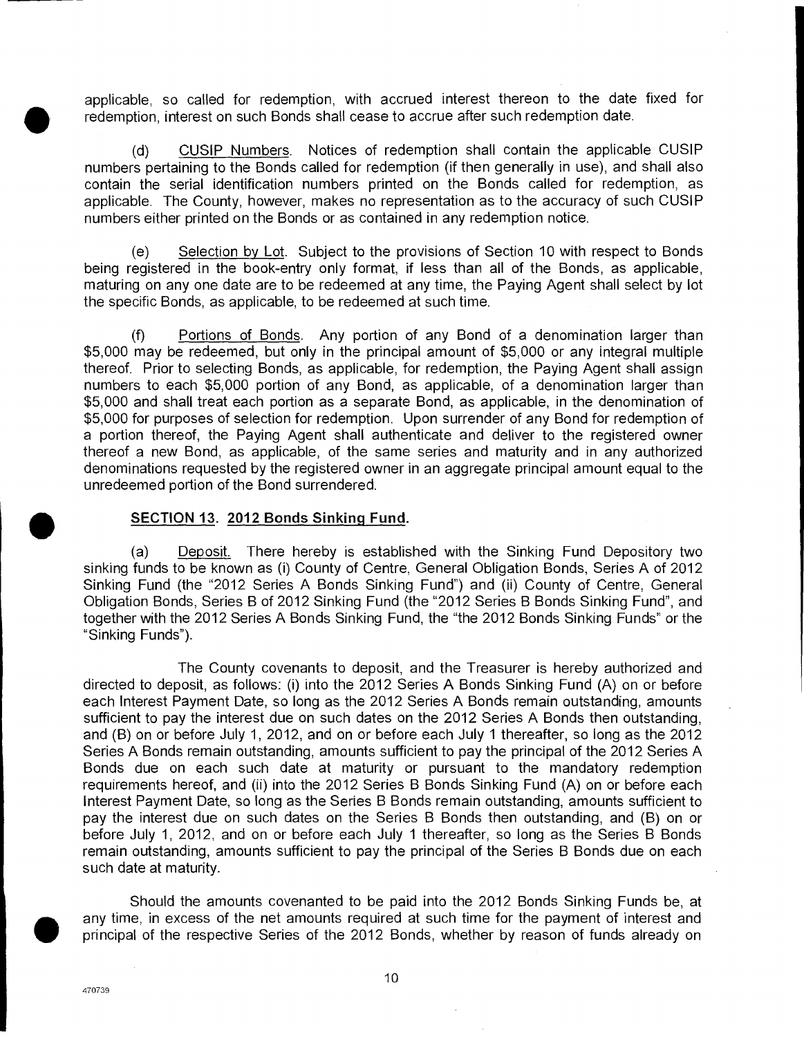applicable, so called for redemption, with accrued interest thereon to the date fixed for redemption, interest on such Bonds shall cease to accrue after such redemption date.

(d) CUSIP Numbers. Notices of redemption shall contain the applicable CUSIP numbers pertaining to the Bonds called for redemption (if then generally in use), and shall also contain the serial identification numbers printed on the Bonds called for redemption, as applicable. The County, however, makes no representation as to the accuracy of such CUSIP numbers either printed on the Bonds or as contained in any redemption notice.

(e) Selection by Lot. Subject to the provisions of Section 10 with respect to Bonds being registered in the book-entry only format, if less than all of the Bonds, as applicable, maturing on any one date are to be redeemed at any time, the Paying Agent shall select by lot the specific Bonds, as applicable, to be redeemed at such time.

(f) Portions of Bonds. Any portion of any Bond of a denomination larger than \$5,000 may be redeemed, but only in the principal amount of \$5,000 or any integral multiple thereof. Prior to selecting Bonds, as applicable, for redemption, the Paying Agent shall assign numbers to each \$5,000 portion of any Bond, as applicable, of a denomination larger than \$5,000 and shall treat each portion as a separate Bond, as applicable, in the denomination of \$5,000 for purposes of selection for redemption. Upon surrender of any Bond for redemption of a portion thereof, the Paying Agent shall authenticate and deliver to the registered owner thereof a new Bond, as applicable, of the same series and maturity and in any authorized denominations requested by the registered owner in an aggregate principal amount equal to the unredeemed portion of the Bond surrendered.

**SECTION 13. 2012 Bonds Sinking Fund.**

(a) Deposit. There hereby is established with the Sinking Fund Depository two sinking funds to be known as (i) County of Centre, General Obligation Bonds, Series A of 2012 Sinking Fund (the "2012 Series A Bonds Sinking Fund") and (ii) County of Centre, General Obligation Bonds, Series B of 2012 Sinking Fund (the "2012 Series B Bonds Sinking Fund", and together with the 2012 Series A Bonds Sinking Fund, the "the 2012 Bonds Sinking Funds" or the "Sinking Funds").

The County covenants to deposit, and the Treasurer is hereby authorized and directed to deposit, as follows: (i) into the 2012 Series A Bonds Sinking Fund (A) on or before each Interest Payment Date, so long as the 2012 Series A Bonds remain outstanding, amounts sufficient to pay the interest due on such dates on the 2012 Series A Bonds then outstanding, and (B) on or before July 1, 2012, and on or before each July 1 thereafter, so long as the 2012 Series A Bonds remain outstanding, amounts sufficient to pay the principal of the 2012 Series A Bonds due on each such date at maturity or pursuant to the mandatory redemption requirements hereof, and (ii) into the 2012 Series B Bonds Sinking Fund (A) on or before each Interest Payment Date, so long as the Series B Bonds remain outstanding, amounts sufficient to pay the interest due on such dates on the Series B Bonds then outstanding, and (B) on or before July 1, 2012, and on or before each July 1 thereafter, so long as the Series B Bonds remain outstanding, amounts sufficient to pay the principal of the Series B Bonds due on each such date at maturity.

Should the amounts covenanted to be paid into the 2012 Bonds Sinking Funds be, at any time, in excess of the net amounts required at such time for the payment of interest and principal of the respective Series of the 2012 Bonds, whether by reason of funds already on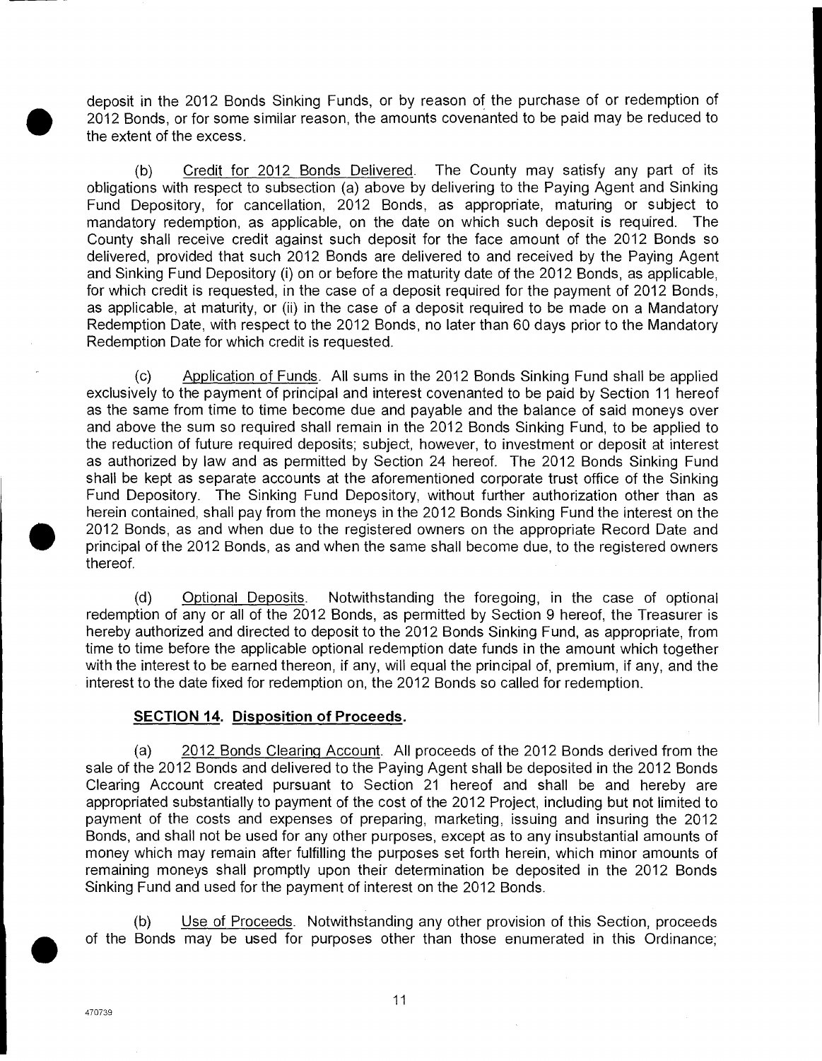deposit in the 2012 Bonds Sinking Funds, or by reason of the purchase of or redemption of 2012 Bonds, or for some similar reason, the amounts covenanted to be paid may be reduced to the extent of the excess.

(b) Credit for 2012 Bonds Delivered. The County may satisfy any part of its obligations with respect to subsection (a) above by delivering to the Paying Agent and Sinking Fund Depository, for cancellation, 2012 Bonds, as appropriate, maturing or subject to mandatory redemption, as applicable, on the date on which such deposit is required. The County shall receive credit against such deposit for the face amount of the 2012 Bonds so delivered, provided that such 2012 Bonds are delivered to and received by the Paying Agent and Sinking Fund Depository (i) on or before the maturity date of the 2012 Bonds, as applicable, for which credit is requested, in the case of a deposit required for the payment of 2012 Bonds, as applicable, at maturity, or (ii) in the case of a deposit required to be made on a Mandatory Redemption Date, with respect to the 2012 Bonds, no later than 60 days prior to the Mandatory Redemption Date for which credit is requested.

(c) Application of Funds. All sums in the 2012 Bonds Sinking Fund shall be applied exclusively to the payment of principal and interest covenanted to be paid by Section 11 hereof as the same from time to time become due and payable and the balance of said moneys over and above the sum so required shall remain in the 2012 Bonds Sinking Fund, to be applied to the reduction of future required deposits; subject, however, to investment or deposit at interest as authorized by law and as permitted by Section 24 hereof. The 2012 Bonds Sinking Fund shall be kept as separate accounts at the aforementioned corporate trust office of the Sinking Fund Depository. The Sinking Fund Depository, without further authorization other than as herein contained, shall pay from the moneys in the 2012 Bonds Sinking Fund the interest on the 2012 Bonds, as and when due to the registered owners on the appropriate Record Date and principal of the 2012 Bonds, as and when the same shall become due, to the registered owners thereof.

(d) Optional Deposits. Notwithstanding the foregoing, in the case of optional redemption of any or all of the 2012 Bonds, as permitted by Section 9 hereof, the Treasurer is hereby authorized and directed to deposit to the 2012 Bonds Sinking Fund, as appropriate, from time to time before the applicable optional redemption date funds in the amount which together with the interest to be earned thereon, if any, will equal the principal of, premium, if any, and the interest to the date fixed for redemption on, the 2012 Bonds so called for redemption.

**SECTION 14. Disposition of Proceeds.**

(a) 2012 Bonds Clearing Account. All proceeds of the 2012 Bonds derived from the sale of the 2012 Bonds and delivered to the Paying Agent shall be deposited in the 2012 Bonds Clearing Account created pursuant to Section 21 hereof and shall be and hereby are appropriated substantially to payment of the cost of the 2012 Project, including but not limited to payment of the costs and expenses of preparing, marketing, issuing and insuring the 2012 Bonds, and shall not be used for any other purposes, except as to any insubstantial amounts of money which may remain after fulfilling the purposes set forth herein, which minor amounts of remaining moneys shall promptly upon their determination be deposited in the 2012 Bonds Sinking Fund and used for the payment of interest on the 2012 Bonds.

(b) Use of Proceeds. Notwithstanding any other provision of this Section, proceeds of the Bonds may be used for purposes other than those enumerated in this Ordinance;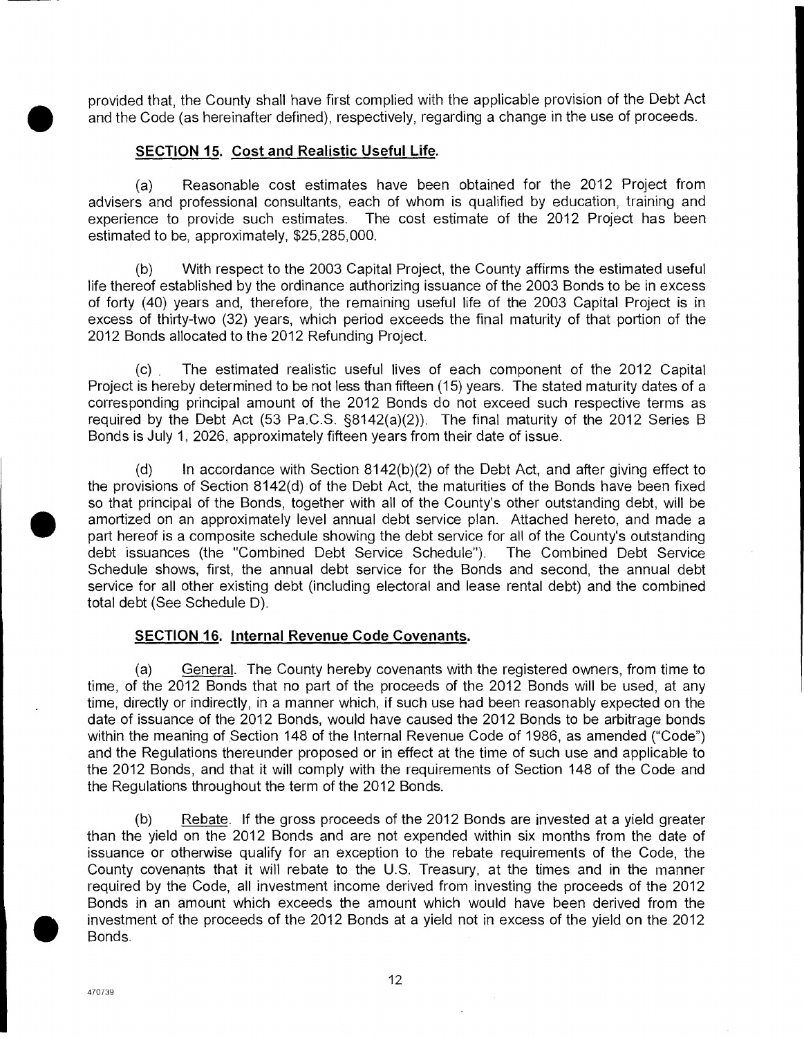provided that, the County shall have first complied with the applicable provision of the Debt Act and the Code (as hereinafter defined), respectively, regarding a change in the use of proceeds.

**SECTION 15. Cost and Realistic Useful Life.**

(a) Reasonable cost estimates have been obtained for the 2012 Project from advisers and professional consultants, each of whom is qualified by education, training and experience to provide such estimates. The cost estimate of the 2012 Project has been estimated to be, approximately, $25,285,000.

(b) With respect to the 2003 Capital Project, the County affirms the estimated useful life thereof established by the ordinance authorizing issuance of the 2003 Bonds to be in excess of forty (40) years and, therefore, the remaining useful life of the 2003 Capital Project is in excess of thirty-two (32) years, which period exceeds the final maturity of that portion of the 2012 Bonds allocated to the 2012 Refunding Project.

(c) The estimated realistic useful lives of each component of the 2012 Capital Project is hereby determined to be not less than fifteen (15) years. The stated maturity dates of a corresponding principal amount of the 2012 Bonds do not exceed such respective terms as required by the Debt Act (53 Pa.C.S. §8142(a)(2)). The final maturity of the 2012 Series B Bonds is July 1, 2026, approximately fifteen years from their date of issue.

(d) In accordance with Section 8142(b)(2) of the Debt Act, and after giving effect to the provisions of Section 8142(d) of the Debt Act, the maturities of the Bonds have been fixed so that principal of the Bonds, together with all of the County's other outstanding debt, will be amortized on an approximately level annual debt service plan. Attached hereto, and made a part hereof is a composite schedule showing the debt service for all of the County's outstanding debt issuances (the "Combined Debt Service Schedule"). The Combined Debt Service Schedule shows, first, the annual debt service for the Bonds and second, the annual debt service for all other existing debt (including electoral and lease rental debt) and the combined total debt (See Schedule D).

**SECTION 16. Internal Revenue Code Covenants.**

(a) General. The County hereby covenants with the registered owners, from time to time, of the 2012 Bonds that no part of the proceeds of the 2012 Bonds will be used, at any time, directly or indirectly, in a manner which, if such use had been reasonably expected on the date of issuance of the 2012 Bonds, would have caused the 2012 Bonds to be arbitrage bonds within the meaning of Section 148 of the Internal Revenue Code of 1986, as amended ("Code") and the Regulations thereunder proposed or in effect at the time of such use and applicable to the 2012 Bonds, and that it will comply with the requirements of Section 148 of the Code and the Regulations throughout the term of the 2012 Bonds.

(b) Rebate. If the gross proceeds of the 2012 Bonds are invested at a yield greater than the yield on the 2012 Bonds and are not expended within six months from the date of issuance or otherwise qualify for an exception to the rebate requirements of the Code, the County covenants that it will rebate to the U.S. Treasury, at the times and in the manner required by the Code, all investment income derived from investing the proceeds of the 2012 Bonds in an amount which exceeds the amount which would have been derived from the investment of the proceeds of the 2012 Bonds at a yield not in excess of the yield on the 2012 Bonds.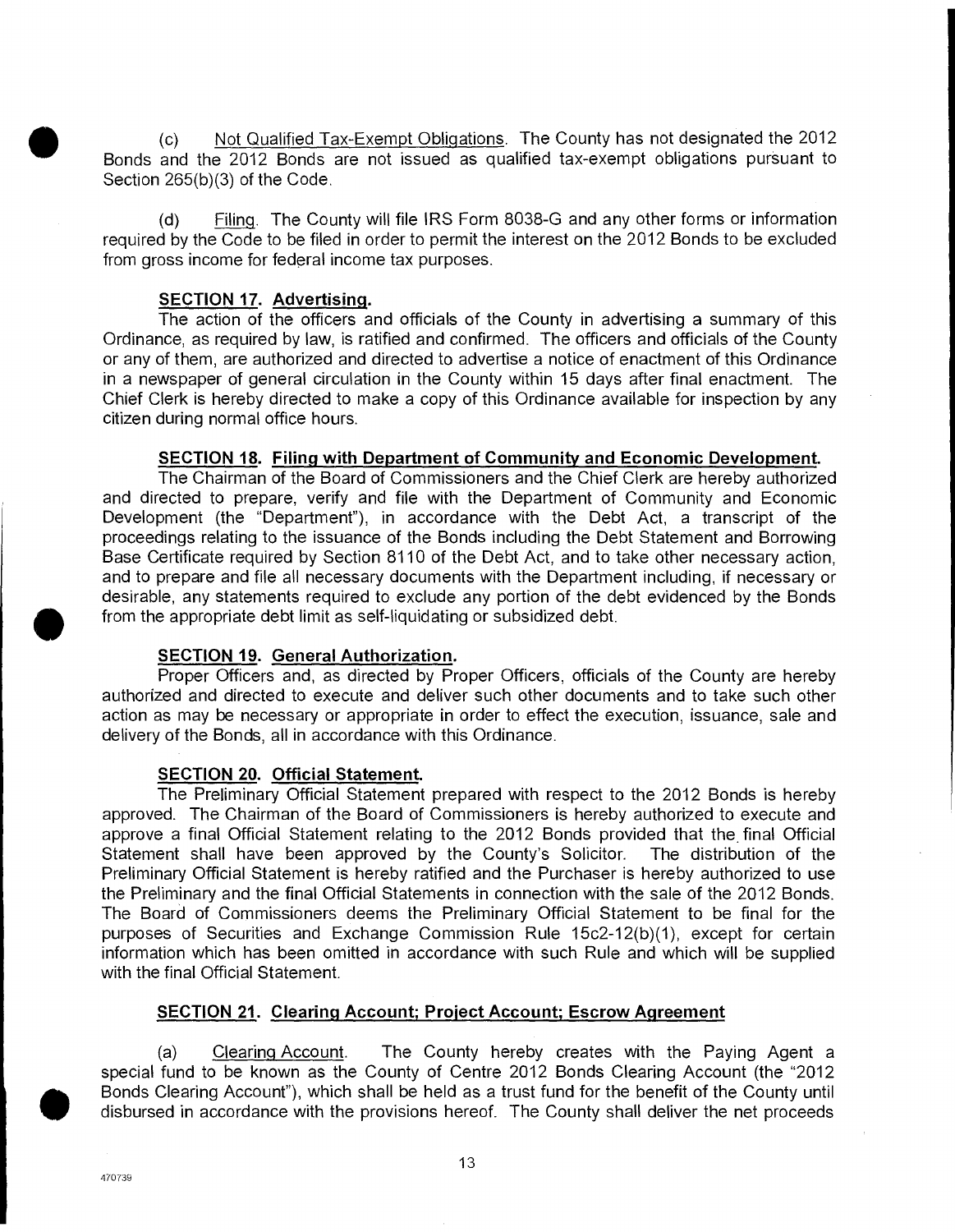(c) Not Qualified Tax-Exempt Obligations. The County has not designated the 2012 Bonds and the 2012 Bonds are not issued as qualified tax-exempt obligations pursuant to Section 265(b)(3) of the Code.

(d) Filing. The County will file IRS Form 8038-G and any other forms or information required by the Code to be filed in order to permit the interest on the 2012 Bonds to be excluded from gross income for federal income tax purposes.

**SECTION 17. Advertising.**

The action of the officers and officials of the County in advertising a summary of this Ordinance, as required by law, is ratified and confirmed. The officers and officials of the County or any of them, are authorized and directed to advertise a notice of enactment of this Ordinance in a newspaper of general circulation in the County within 15 days after final enactment. The Chief Clerk is hereby directed to make a copy of this Ordinance available for inspection by any citizen during normal office hours.

**SECTION 18. Filing with Department of Community and Economic Development.**

The Chairman of the Board of Commissioners and the Chief Clerk are hereby authorized and directed to prepare, verify and file with the Department of Community and Economic Development (the "Department"), in accordance with the Debt Act, a transcript of the proceedings relating to the issuance of the Bonds including the Debt Statement and Borrowing Base Certificate required by Section 8110 of the Debt Act, and to take other necessary action, and to prepare and file all necessary documents with the Department including, if necessary or desirable, any statements required to exclude any portion of the debt evidenced by the Bonds from the appropriate debt limit as self-liquidating or subsidized debt.

**SECTION 19. General Authorization.**

Proper Officers and, as directed by Proper Officers, officials of the County are hereby authorized and directed to execute and deliver such other documents and to take such other action as may be necessary or appropriate in order to effect the execution, issuance, sale and delivery of the Bonds, all in accordance with this Ordinance.

**SECTION 20. Official Statement.**

The Preliminary Official Statement prepared with respect to the 2012 Bonds is hereby approved. The Chairman of the Board of Commissioners is hereby authorized to execute and approve a final Official Statement relating to the 2012 Bonds provided that the final Official Statement shall have been approved by the County's Solicitor. The distribution of the Preliminary Official Statement is hereby ratified and the Purchaser is hereby authorized to use the Preliminary and the final Official Statements in connection with the sale of the 2012 Bonds. The Board of Commissioners deems the Preliminary Official Statement to be final for the purposes of Securities and Exchange Commission Rule 15c2-12(b)(1), except for certain information which has been omitted in accordance with such Rule and which will be supplied with the final Official Statement.

**SECTION 21. Clearing Account; Project Account; Escrow Agreement**

(a) Clearing Account. The County hereby creates with the Paying Agent a special fund to be known as the County of Centre 2012 Bonds Clearing Account (the "2012 Bonds Clearing Account"), which shall be held as a trust fund for the benefit of the County until disbursed in accordance with the provisions hereof. The County shall deliver the net proceeds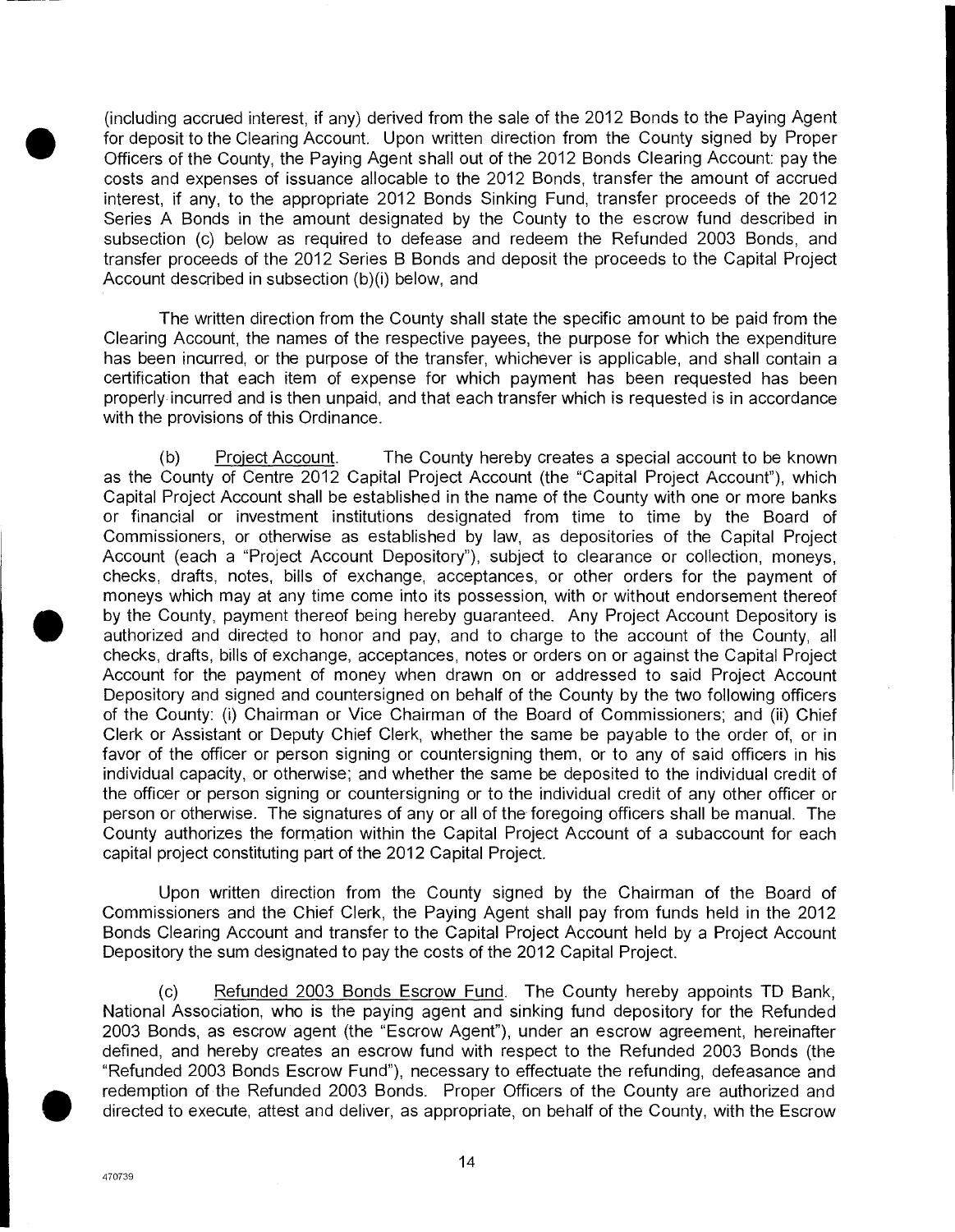(including accrued interest, if any) derived from the sale of the 2012 Bonds to the Paying Agent for deposit to the Clearing Account. Upon written direction from the County signed by Proper Officers of the County, the Paying Agent shall out of the 2012 Bonds Clearing Account: pay the costs and expenses of issuance allocable to the 2012 Bonds, transfer the amount of accrued interest, if any, to the appropriate 2012 Bonds Sinking Fund, transfer proceeds of the 2012 Series A Bonds in the amount designated by the County to the escrow fund described in subsection (c) below as required to defease and redeem the Refunded 2003 Bonds, and transfer proceeds of the 2012 Series B Bonds and deposit the proceeds to the Capital Project Account described in subsection (b)(i) below, and

The written direction from the County shall state the specific amount to be paid from the Clearing Account, the names of the respective payees, the purpose for which the expenditure has been incurred, or the purpose of the transfer, whichever is applicable, and shall contain a certification that each item of expense for which payment has been requested has been properly incurred and is then unpaid, and that each transfer which is requested is in accordance with the provisions of this Ordinance.

(b) Project Account. The County hereby creates a special account to be known as the County of Centre 2012 Capital Project Account (the "Capital Project Account"), which Capital Project Account shall be established in the name of the County with one or more banks or financial or investment institutions designated from time to time by the Board of Commissioners, or otherwise as established by law, as depositories of the Capital Project Account (each a "Project Account Depository"), subject to clearance or collection, moneys, checks, drafts, notes, bills of exchange, acceptances, or other orders for the payment of moneys which may at any time come into its possession, with or without endorsement thereof by the County, payment thereof being hereby guaranteed. Any Project Account Depository is authorized and directed to honor and pay, and to charge to the account of the County, all checks, drafts, bills of exchange, acceptances, notes or orders on or against the Capital Project Account for the payment of money when drawn on or addressed to said Project Account Depository and signed and countersigned on behalf of the County by the two following officers of the County: (i) Chairman or Vice Chairman of the Board of Commissioners; and (ii) Chief Clerk or Assistant or Deputy Chief Clerk, whether the same be payable to the order of, or in favor of the officer or person signing or countersigning them, or to any of said officers in his individual capacity, or otherwise; and whether the same be deposited to the individual credit of the officer or person signing or countersigning or to the individual credit of any other officer or person or otherwise. The signatures of any or all of the foregoing officers shall be manual. The County authorizes the formation within the Capital Project Account of a subaccount for each capital project constituting part of the 2012 Capital Project.

Upon written direction from the County signed by the Chairman of the Board of Commissioners and the Chief Clerk, the Paying Agent shall pay from funds held in the 2012 Bonds Clearing Account and transfer to the Capital Project Account held by a Project Account Depository the sum designated to pay the costs of the 2012 Capital Project.

(c) Refunded 2003 Bonds Escrow Fund. The County hereby appoints TD Bank, National Association, who is the paying agent and sinking fund depository for the Refunded 2003 Bonds, as escrow agent (the "Escrow Agent"), under an escrow agreement, hereinafter defined, and hereby creates an escrow fund with respect to the Refunded 2003 Bonds (the "Refunded 2003 Bonds Escrow Fund"), necessary to effectuate the refunding, defeasance and redemption of the Refunded 2003 Bonds. Proper Officers of the County are authorized and directed to execute, attest and deliver, as appropriate, on behalf of the County, with the Escrow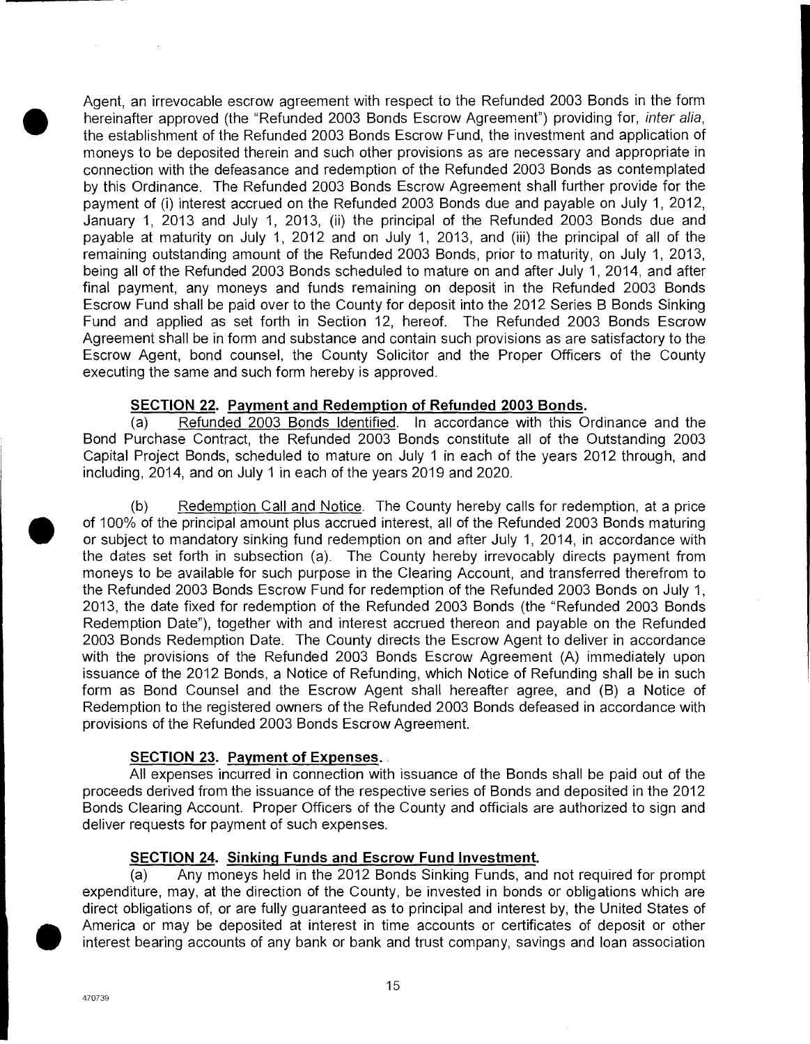Agent, an irrevocable escrow agreement with respect to the Refunded 2003 Bonds in the form hereinafter approved (the "Refunded 2003 Bonds Escrow Agreement") providing for, *inter alia*, the establishment of the Refunded 2003 Bonds Escrow Fund, the investment and application of moneys to be deposited therein and such other provisions as are necessary and appropriate in connection with the defeasance and redemption of the Refunded 2003 Bonds as contemplated by this Ordinance. The Refunded 2003 Bonds Escrow Agreement shall further provide for the payment of (i) interest accrued on the Refunded 2003 Bonds due and payable on July 1, 2012, January 1, 2013 and July 1, 2013, (ii) the principal of the Refunded 2003 Bonds due and payable at maturity on July 1, 2012 and on July 1, 2013, and (iii) the principal of all of the remaining outstanding amount of the Refunded 2003 Bonds, prior to maturity, on July 1, 2013, being all of the Refunded 2003 Bonds scheduled to mature on and after July 1, 2014, and after final payment, any moneys and funds remaining on deposit in the Refunded 2003 Bonds Escrow Fund shall be paid over to the County for deposit into the 2012 Series B Bonds Sinking Fund and applied as set forth in Section 12, hereof. The Refunded 2003 Bonds Escrow Agreement shall be in form and substance and contain such provisions as are satisfactory to the Escrow Agent, bond counsel, the County Solicitor and the Proper Officers of the County executing the same and such form hereby is approved.

**SECTION 22. Payment and Redemption of Refunded 2003 Bonds.**

(a) Refunded 2003 Bonds Identified. In accordance with this Ordinance and the Bond Purchase Contract, the Refunded 2003 Bonds constitute all of the Outstanding 2003 Capital Project Bonds, scheduled to mature on July 1 in each of the years 2012 through, and including, 2014, and on July 1 in each of the years 2019 and 2020.

(b) Redemption Call and Notice. The County hereby calls for redemption, at a price of 100% of the principal amount plus accrued interest, all of the Refunded 2003 Bonds maturing or subject to mandatory sinking fund redemption on and after July 1, 2014, in accordance with the dates set forth in subsection (a). The County hereby irrevocably directs payment from moneys to be available for such purpose in the Clearing Account, and transferred therefrom to the Refunded 2003 Bonds Escrow Fund for redemption of the Refunded 2003 Bonds on July 1, 2013, the date fixed for redemption of the Refunded 2003 Bonds (the "Refunded 2003 Bonds Redemption Date"), together with and interest accrued thereon and payable on the Refunded 2003 Bonds Redemption Date. The County directs the Escrow Agent to deliver in accordance with the provisions of the Refunded 2003 Bonds Escrow Agreement (A) immediately upon issuance of the 2012 Bonds, a Notice of Refunding, which Notice of Refunding shall be in such form as Bond Counsel and the Escrow Agent shall hereafter agree, and (B) a Notice of Redemption to the registered owners of the Refunded 2003 Bonds defeased in accordance with provisions of the Refunded 2003 Bonds Escrow Agreement.

**SECTION 23. Payment of Expenses.**

All expenses incurred in connection with issuance of the Bonds shall be paid out of the proceeds derived from the issuance of the respective series of Bonds and deposited in the 2012 Bonds Clearing Account. Proper Officers of the County and officials are authorized to sign and deliver requests for payment of such expenses.

**SECTION 24. Sinking Funds and Escrow Fund Investment.**

(a) Any moneys held in the 2012 Bonds Sinking Funds, and not required for prompt expenditure, may, at the direction of the County, be invested in bonds or obligations which are direct obligations of, or are fully guaranteed as to principal and interest by, the United States of America or may be deposited at interest in time accounts or certificates of deposit or other interest bearing accounts of any bank or bank and trust company, savings and loan association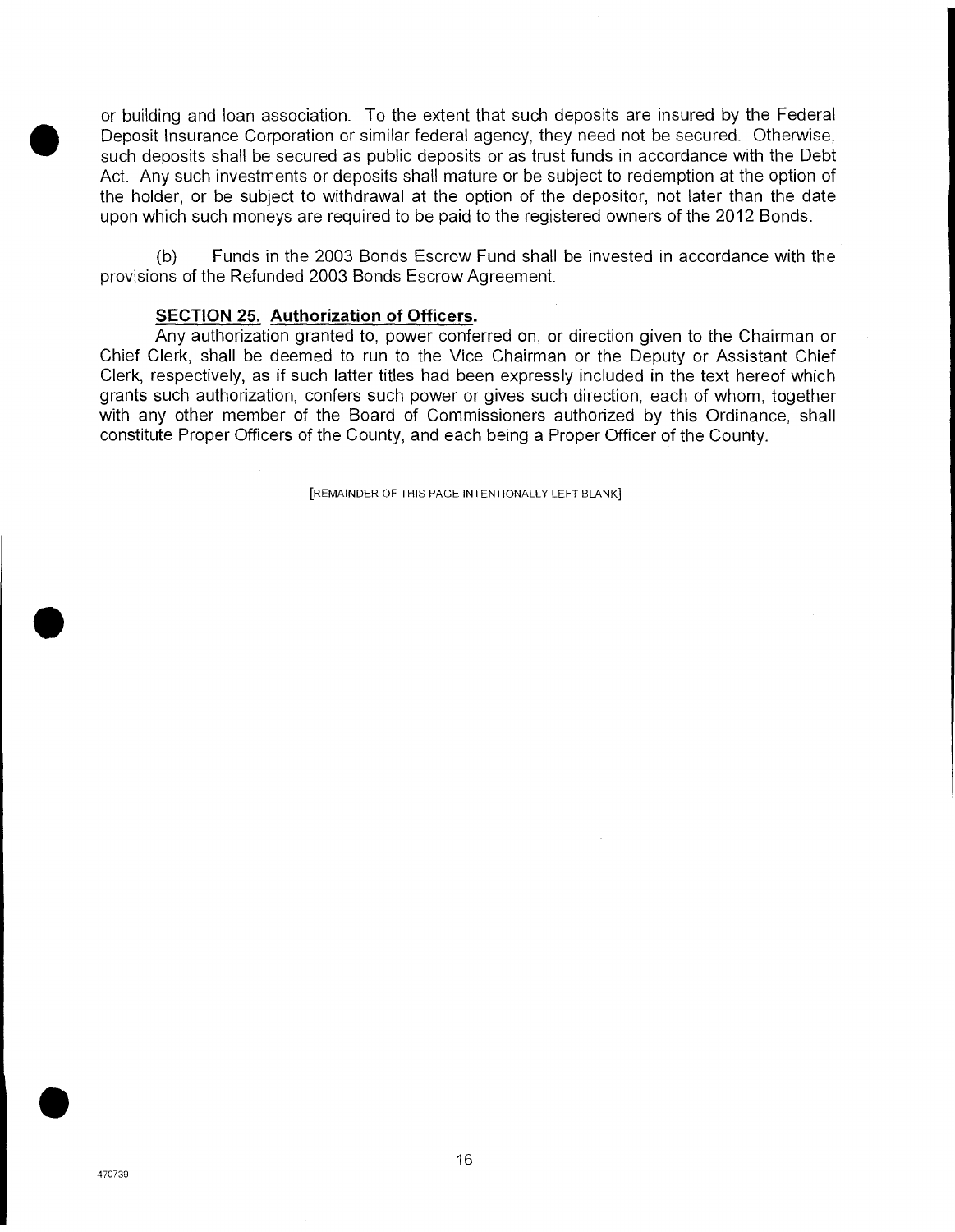or building and loan association. To the extent that such deposits are insured by the Federal Deposit Insurance Corporation or similar federal agency, they need not be secured. Otherwise, such deposits shall be secured as public deposits or as trust funds in accordance with the Debt Act. Any such investments or deposits shall mature or be subject to redemption at the option of the holder, or be subject to withdrawal at the option of the depositor, not later than the date upon which such moneys are required to be paid to the registered owners of the 2012 Bonds.

(b) Funds in the 2003 Bonds Escrow Fund shall be invested in accordance with the provisions of the Refunded 2003 Bonds Escrow Agreement.

**SECTION 25. Authorization of Officers.**

Any authorization granted to, power conferred on, or direction given to the Chairman or Chief Clerk, shall be deemed to run to the Vice Chairman or the Deputy or Assistant Chief Clerk, respectively, as if such latter titles had been expressly included in the text hereof which grants such authorization, confers such power or gives such direction, each of whom, together with any other member of the Board of Commissioners authorized by this Ordinance, shall constitute Proper Officers of the County, and each being a Proper Officer of the County.

[REMAINDER OF THIS PAGE INTENTIONALLY LEFT BLANK]

470739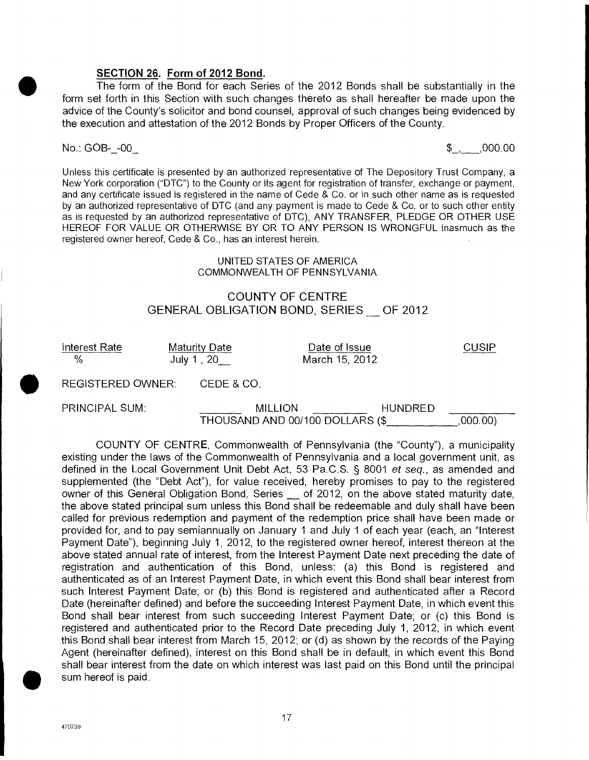**SECTION 26. Form of 2012 Bond.**

The form of the Bond for each Series of the 2012 Bonds shall be substantially in the form set forth in this Section with such changes thereto as shall hereafter be made upon the advice of the County's solicitor and bond counsel, approval of such changes being evidenced by the execution and attestation of the 2012 Bonds by Proper Officers of the County.

No.: GOB-_-00_ $_,___,000.00

Unless this certificate is presented by an authorized representative of The Depository Trust Company, a New York corporation ("DTC") to the County or its agent for registration of transfer, exchange or payment, and any certificate issued is registered in the name of Cede & Co. or in such other name as is requested by an authorized representative of DTC (and any payment is made to Cede & Co. or to such other entity as is requested by an authorized representative of DTC), ANY TRANSFER, PLEDGE OR OTHER USE HEREOF FOR VALUE OR OTHERWISE BY OR TO ANY PERSON IS WRONGFUL inasmuch as the registered owner hereof, Cede & Co., has an interest herein.

UNITED STATES OF AMERICA
COMMONWEALTH OF PENNSYLVANIA

COUNTY OF CENTRE
GENERAL OBLIGATION BOND, SERIES __ OF 2012

| Interest Rate | Maturity Date | Date of Issue | CUSIP |
|---|---|---|---|
| % | July 1 , 20__ | March 15, 2012 | |

REGISTERED OWNER: CEDE & CO.

PRINCIPAL SUM: _______ MILLION _________ HUNDRED __________ THOUSAND AND 00/100 DOLLARS ($___________,000.00)

COUNTY OF CENTRE, Commonwealth of Pennsylvania (the "County"), a municipality existing under the laws of the Commonwealth of Pennsylvania and a local government unit, as defined in the Local Government Unit Debt Act, 53 Pa.C.S. § 8001 *et seq*., as amended and supplemented (the "Debt Act"), for value received, hereby promises to pay to the registered owner of this General Obligation Bond, Series __ of 2012, on the above stated maturity date, the above stated principal sum unless this Bond shall be redeemable and duly shall have been called for previous redemption and payment of the redemption price shall have been made or provided for, and to pay semiannually on January 1 and July 1 of each year (each, an "Interest Payment Date"), beginning July 1, 2012, to the registered owner hereof, interest thereon at the above stated annual rate of interest, from the Interest Payment Date next preceding the date of registration and authentication of this Bond, unless: (a) this Bond is registered and authenticated as of an Interest Payment Date, in which event this Bond shall bear interest from such Interest Payment Date; or (b) this Bond is registered and authenticated after a Record Date (hereinafter defined) and before the succeeding Interest Payment Date, in which event this Bond shall bear interest from such succeeding Interest Payment Date; or (c) this Bond is registered and authenticated prior to the Record Date preceding July 1, 2012, in which event this Bond shall bear interest from March 15, 2012; or (d) as shown by the records of the Paying Agent (hereinafter defined), interest on this Bond shall be in default, in which event this Bond shall bear interest from the date on which interest was last paid on this Bond until the principal sum hereof is paid.

470739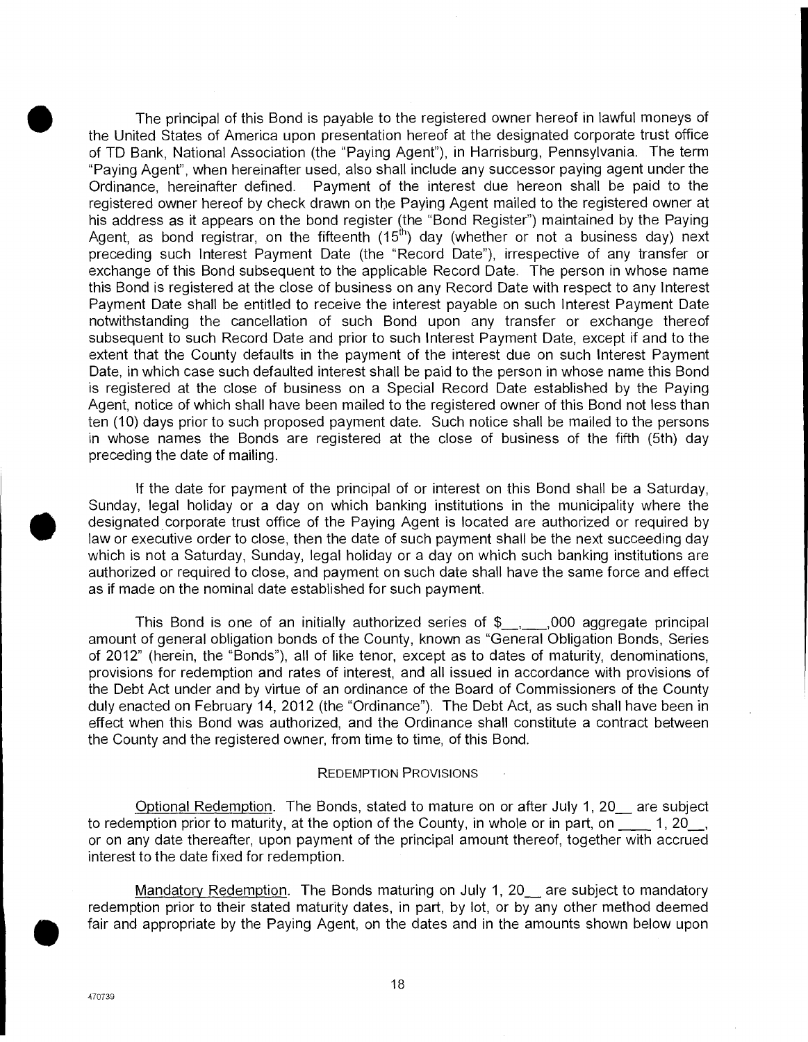The principal of this Bond is payable to the registered owner hereof in lawful moneys of the United States of America upon presentation hereof at the designated corporate trust office of TD Bank, National Association (the "Paying Agent"), in Harrisburg, Pennsylvania. The term "Paying Agent", when hereinafter used, also shall include any successor paying agent under the Ordinance, hereinafter defined. Payment of the interest due hereon shall be paid to the registered owner hereof by check drawn on the Paying Agent mailed to the registered owner at his address as it appears on the bond register (the "Bond Register") maintained by the Paying Agent, as bond registrar, on the fifteenth (15th) day (whether or not a business day) next preceding such Interest Payment Date (the "Record Date"), irrespective of any transfer or exchange of this Bond subsequent to the applicable Record Date. The person in whose name this Bond is registered at the close of business on any Record Date with respect to any Interest Payment Date shall be entitled to receive the interest payable on such Interest Payment Date notwithstanding the cancellation of such Bond upon any transfer or exchange thereof subsequent to such Record Date and prior to such Interest Payment Date, except if and to the extent that the County defaults in the payment of the interest due on such Interest Payment Date, in which case such defaulted interest shall be paid to the person in whose name this Bond is registered at the close of business on a Special Record Date established by the Paying Agent, notice of which shall have been mailed to the registered owner of this Bond not less than ten (10) days prior to such proposed payment date. Such notice shall be mailed to the persons in whose names the Bonds are registered at the close of business of the fifth (5th) day preceding the date of mailing.

If the date for payment of the principal of or interest on this Bond shall be a Saturday, Sunday, legal holiday or a day on which banking institutions in the municipality where the designated corporate trust office of the Paying Agent is located are authorized or required by law or executive order to close, then the date of such payment shall be the next succeeding day which is not a Saturday, Sunday, legal holiday or a day on which such banking institutions are authorized or required to close, and payment on such date shall have the same force and effect as if made on the nominal date established for such payment.

This Bond is one of an initially authorized series of $__,___,000 aggregate principal amount of general obligation bonds of the County, known as "General Obligation Bonds, Series of 2012" (herein, the "Bonds"), all of like tenor, except as to dates of maturity, denominations, provisions for redemption and rates of interest, and all issued in accordance with provisions of the Debt Act under and by virtue of an ordinance of the Board of Commissioners of the County duly enacted on February 14, 2012 (the "Ordinance"). The Debt Act, as such shall have been in effect when this Bond was authorized, and the Ordinance shall constitute a contract between the County and the registered owner, from time to time, of this Bond.

REDEMPTION PROVISIONS

Optional Redemption. The Bonds, stated to mature on or after July 1, 20__ are subject to redemption prior to maturity, at the option of the County, in whole or in part, on ____ 1, 20__, or on any date thereafter, upon payment of the principal amount thereof, together with accrued interest to the date fixed for redemption.

Mandatory Redemption. The Bonds maturing on July 1, 20__ are subject to mandatory redemption prior to their stated maturity dates, in part, by lot, or by any other method deemed fair and appropriate by the Paying Agent, on the dates and in the amounts shown below upon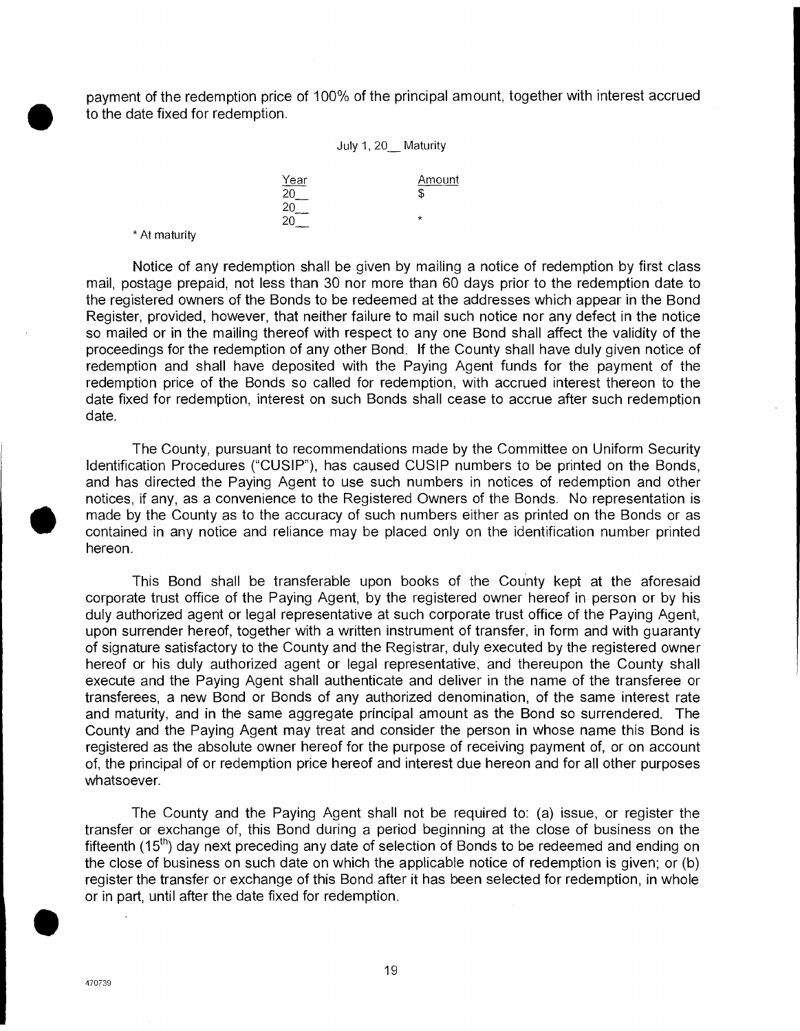payment of the redemption price of 100% of the principal amount, together with interest accrued to the date fixed for redemption.

July 1, 20__ Maturity

| Year | Amount |
| --- | --- |
| 20__ | $ |
| 20__ | |
| 20__ | * |

* At maturity

Notice of any redemption shall be given by mailing a notice of redemption by first class mail, postage prepaid, not less than 30 nor more than 60 days prior to the redemption date to the registered owners of the Bonds to be redeemed at the addresses which appear in the Bond Register, provided, however, that neither failure to mail such notice nor any defect in the notice so mailed or in the mailing thereof with respect to any one Bond shall affect the validity of the proceedings for the redemption of any other Bond. If the County shall have duly given notice of redemption and shall have deposited with the Paying Agent funds for the payment of the redemption price of the Bonds so called for redemption, with accrued interest thereon to the date fixed for redemption, interest on such Bonds shall cease to accrue after such redemption date.

The County, pursuant to recommendations made by the Committee on Uniform Security Identification Procedures ("CUSIP"), has caused CUSIP numbers to be printed on the Bonds, and has directed the Paying Agent to use such numbers in notices of redemption and other notices, if any, as a convenience to the Registered Owners of the Bonds. No representation is made by the County as to the accuracy of such numbers either as printed on the Bonds or as contained in any notice and reliance may be placed only on the identification number printed hereon.

This Bond shall be transferable upon books of the County kept at the aforesaid corporate trust office of the Paying Agent, by the registered owner hereof in person or by his duly authorized agent or legal representative at such corporate trust office of the Paying Agent, upon surrender hereof, together with a written instrument of transfer, in form and with guaranty of signature satisfactory to the County and the Registrar, duly executed by the registered owner hereof or his duly authorized agent or legal representative, and thereupon the County shall execute and the Paying Agent shall authenticate and deliver in the name of the transferee or transferees, a new Bond or Bonds of any authorized denomination, of the same interest rate and maturity, and in the same aggregate principal amount as the Bond so surrendered. The County and the Paying Agent may treat and consider the person in whose name this Bond is registered as the absolute owner hereof for the purpose of receiving payment of, or on account of, the principal of or redemption price hereof and interest due hereon and for all other purposes whatsoever.

The County and the Paying Agent shall not be required to: (a) issue, or register the transfer or exchange of, this Bond during a period beginning at the close of business on the fifteenth (15th) day next preceding any date of selection of Bonds to be redeemed and ending on the close of business on such date on which the applicable notice of redemption is given; or (b) register the transfer or exchange of this Bond after it has been selected for redemption, in whole or in part, until after the date fixed for redemption.

470739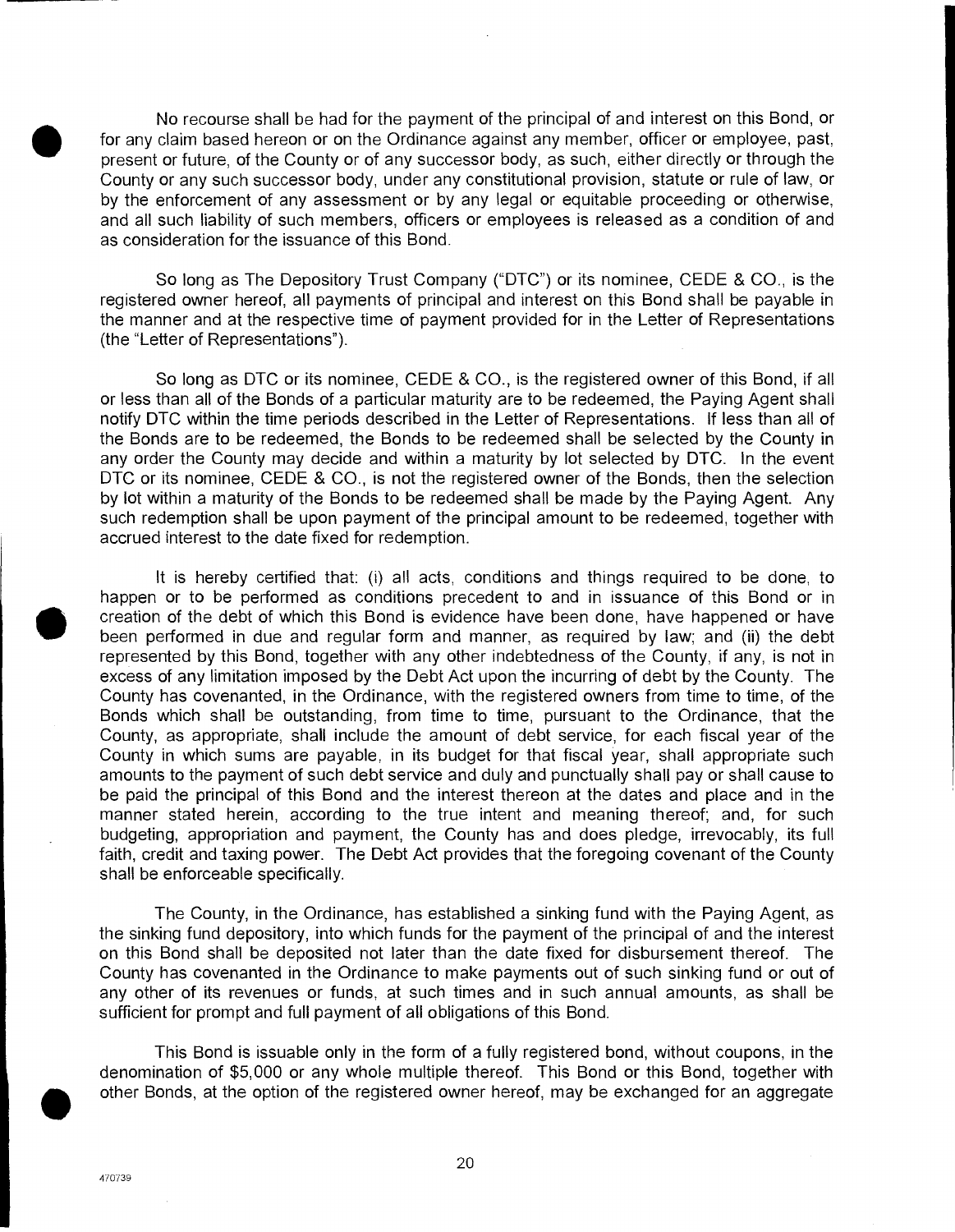No recourse shall be had for the payment of the principal of and interest on this Bond, or for any claim based hereon or on the Ordinance against any member, officer or employee, past, present or future, of the County or of any successor body, as such, either directly or through the County or any such successor body, under any constitutional provision, statute or rule of law, or by the enforcement of any assessment or by any legal or equitable proceeding or otherwise, and all such liability of such members, officers or employees is released as a condition of and as consideration for the issuance of this Bond.

So long as The Depository Trust Company ("DTC") or its nominee, CEDE & CO., is the registered owner hereof, all payments of principal and interest on this Bond shall be payable in the manner and at the respective time of payment provided for in the Letter of Representations (the "Letter of Representations").

So long as DTC or its nominee, CEDE & CO., is the registered owner of this Bond, if all or less than all of the Bonds of a particular maturity are to be redeemed, the Paying Agent shall notify DTC within the time periods described in the Letter of Representations. If less than all of the Bonds are to be redeemed, the Bonds to be redeemed shall be selected by the County in any order the County may decide and within a maturity by lot selected by DTC. In the event DTC or its nominee, CEDE & CO., is not the registered owner of the Bonds, then the selection by lot within a maturity of the Bonds to be redeemed shall be made by the Paying Agent. Any such redemption shall be upon payment of the principal amount to be redeemed, together with accrued interest to the date fixed for redemption.

It is hereby certified that: (i) all acts, conditions and things required to be done, to happen or to be performed as conditions precedent to and in issuance of this Bond or in creation of the debt of which this Bond is evidence have been done, have happened or have been performed in due and regular form and manner, as required by law; and (ii) the debt represented by this Bond, together with any other indebtedness of the County, if any, is not in excess of any limitation imposed by the Debt Act upon the incurring of debt by the County. The County has covenanted, in the Ordinance, with the registered owners from time to time, of the Bonds which shall be outstanding, from time to time, pursuant to the Ordinance, that the County, as appropriate, shall include the amount of debt service, for each fiscal year of the County in which sums are payable, in its budget for that fiscal year, shall appropriate such amounts to the payment of such debt service and duly and punctually shall pay or shall cause to be paid the principal of this Bond and the interest thereon at the dates and place and in the manner stated herein, according to the true intent and meaning thereof; and, for such budgeting, appropriation and payment, the County has and does pledge, irrevocably, its full faith, credit and taxing power. The Debt Act provides that the foregoing covenant of the County shall be enforceable specifically.

The County, in the Ordinance, has established a sinking fund with the Paying Agent, as the sinking fund depository, into which funds for the payment of the principal of and the interest on this Bond shall be deposited not later than the date fixed for disbursement thereof. The County has covenanted in the Ordinance to make payments out of such sinking fund or out of any other of its revenues or funds, at such times and in such annual amounts, as shall be sufficient for prompt and full payment of all obligations of this Bond.

This Bond is issuable only in the form of a fully registered bond, without coupons, in the denomination of $5,000 or any whole multiple thereof. This Bond or this Bond, together with other Bonds, at the option of the registered owner hereof, may be exchanged for an aggregate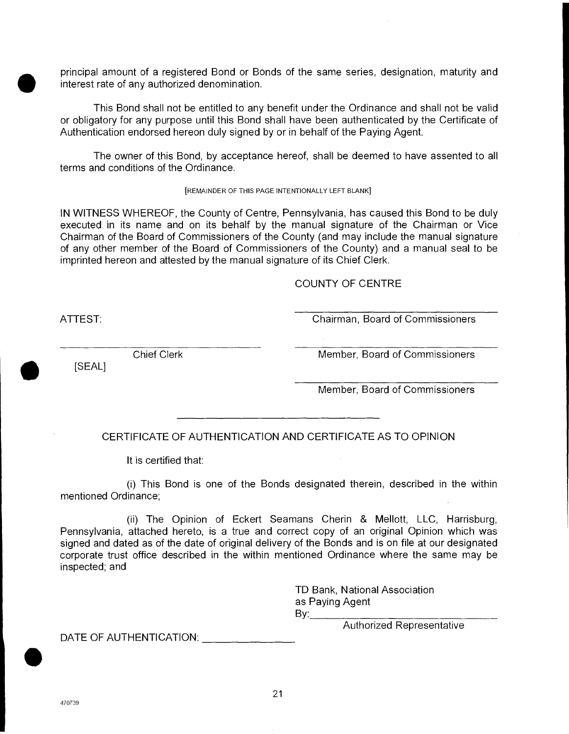principal amount of a registered Bond or Bonds of the same series, designation, maturity and interest rate of any authorized denomination.

This Bond shall not be entitled to any benefit under the Ordinance and shall not be valid or obligatory for any purpose until this Bond shall have been authenticated by the Certificate of Authentication endorsed hereon duly signed by or in behalf of the Paying Agent.

The owner of this Bond, by acceptance hereof, shall be deemed to have assented to all terms and conditions of the Ordinance.

[REMAINDER OF THIS PAGE INTENTIONALLY LEFT BLANK]

IN WITNESS WHEREOF, the County of Centre, Pennsylvania, has caused this Bond to be duly executed in its name and on its behalf by the manual signature of the Chairman or Vice Chairman of the Board of Commissioners of the County (and may include the manual signature of any other member of the Board of Commissioners of the County) and a manual seal to be imprinted hereon and attested by the manual signature of its Chief Clerk.

COUNTY OF CENTRE

ATTEST:

\_\_\_\_\_\_\_\_\_\_\_\_\_\_\_\_\_\_\_\_\_\_\_\_\_\_\_\_\_\_
Chairman, Board of Commissioners

\_\_\_\_\_\_\_\_\_\_\_\_\_\_\_\_\_\_\_\_\_\_\_\_\_\_\_\_\_\_
Chief Clerk

[SEAL]

\_\_\_\_\_\_\_\_\_\_\_\_\_\_\_\_\_\_\_\_\_\_\_\_\_\_\_\_\_\_
Member, Board of Commissioners

\_\_\_\_\_\_\_\_\_\_\_\_\_\_\_\_\_\_\_\_\_\_\_\_\_\_\_\_\_\_
Member, Board of Commissioners

---

CERTIFICATE OF AUTHENTICATION AND CERTIFICATE AS TO OPINION

It is certified that:

(i) This Bond is one of the Bonds designated therein, described in the within mentioned Ordinance;

(ii) The Opinion of Eckert Seamans Cherin & Mellott, LLC, Harrisburg, Pennsylvania, attached hereto, is a true and correct copy of an original Opinion which was signed and dated as of the date of original delivery of the Bonds and is on file at our designated corporate trust office described in the within mentioned Ordinance where the same may be inspected; and

TD Bank, National Association
as Paying Agent
By:\_\_\_\_\_\_\_\_\_\_\_\_\_\_\_\_\_\_\_\_\_\_\_\_\_\_\_\_
Authorized Representative

DATE OF AUTHENTICATION: \_\_\_\_\_\_\_\_\_\_\_\_\_\_\_\_

470739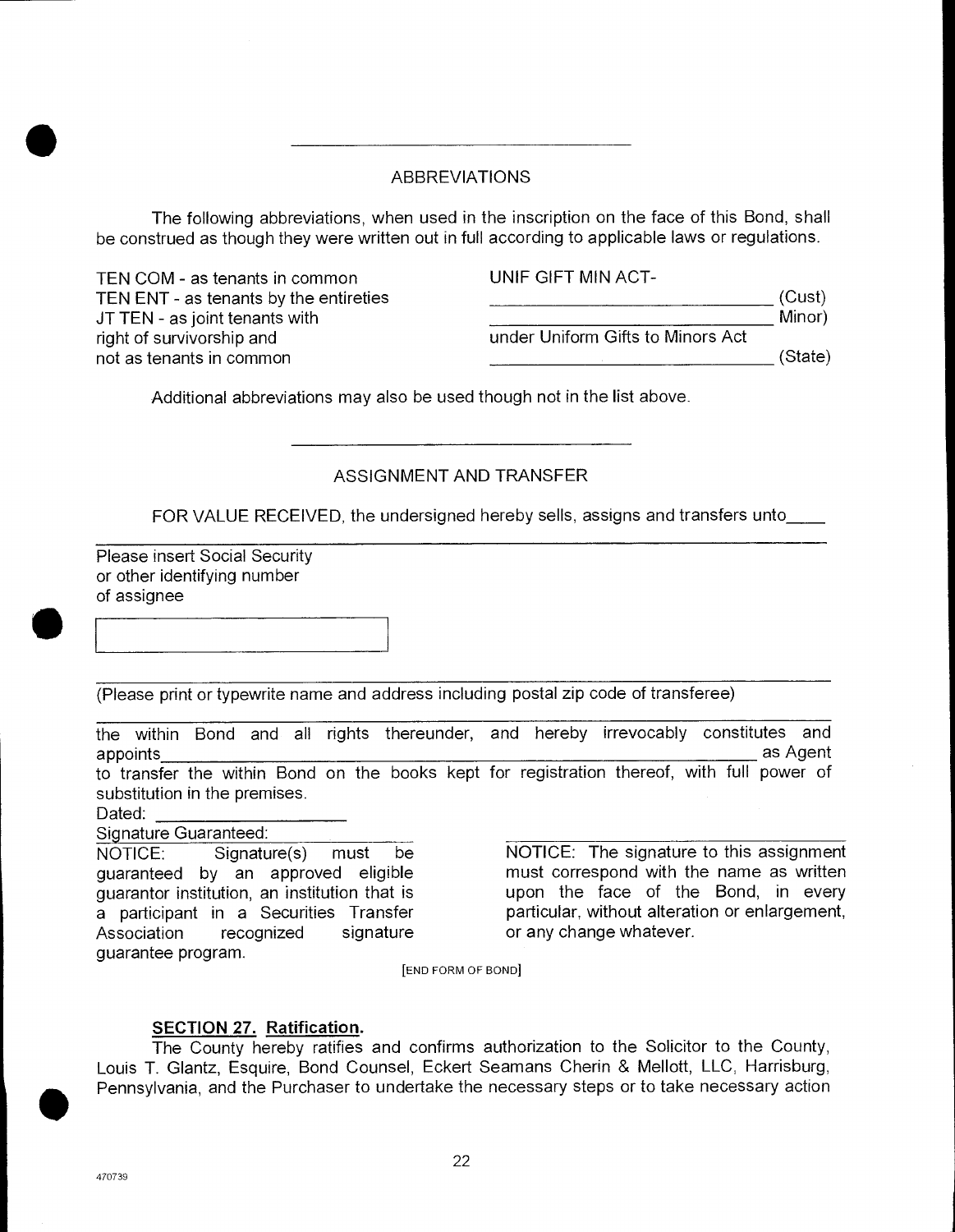---

## ABBREVIATIONS

The following abbreviations, when used in the inscription on the face of this Bond, shall be construed as though they were written out in full according to applicable laws or regulations.

TEN COM - as tenants in common
TEN ENT - as tenants by the entireties
JT TEN - as joint tenants with right of survivorship and not as tenants in common

UNIF GIFT MIN ACT-
______________________________ (Cust)
______________________________ Minor)
under Uniform Gifts to Minors Act
______________________________ (State)

Additional abbreviations may also be used though not in the list above.

---

## ASSIGNMENT AND TRANSFER

FOR VALUE RECEIVED, the undersigned hereby sells, assigns and transfers unto____

______________________________________________________________________

Please insert Social Security
or other identifying number
of assignee

[ ]

______________________________________________________________________

(Please print or typewrite name and address including postal zip code of transferee)

______________________________________________________________________

the within Bond and all rights thereunder, and hereby irrevocably constitutes and appoints______________________________________________ as Agent to transfer the within Bond on the books kept for registration thereof, with full power of substitution in the premises.

Dated: ____________________

Signature Guaranteed: ____________________

NOTICE: Signature(s) must be guaranteed by an approved eligible guarantor institution, an institution that is a participant in a Securities Transfer Association recognized signature guarantee program.

______________________________

NOTICE: The signature to this assignment must correspond with the name as written upon the face of the Bond, in every particular, without alteration or enlargement, or any change whatever.

[END FORM OF BOND]

**SECTION 27. Ratification.**

The County hereby ratifies and confirms authorization to the Solicitor to the County, Louis T. Glantz, Esquire, Bond Counsel, Eckert Seamans Cherin & Mellott, LLC, Harrisburg, Pennsylvania, and the Purchaser to undertake the necessary steps or to take necessary action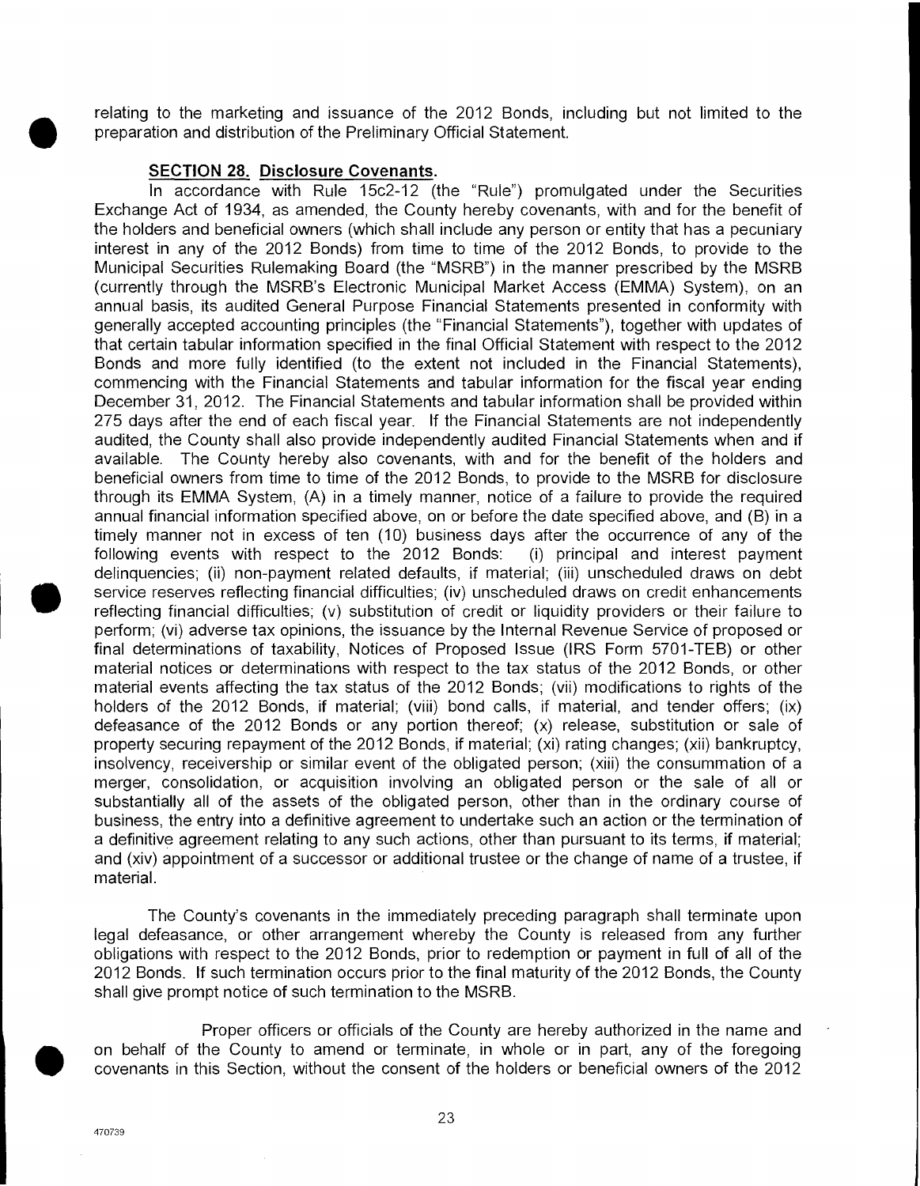relating to the marketing and issuance of the 2012 Bonds, including but not limited to the preparation and distribution of the Preliminary Official Statement.

**SECTION 28. Disclosure Covenants.**

In accordance with Rule 15c2-12 (the "Rule") promulgated under the Securities Exchange Act of 1934, as amended, the County hereby covenants, with and for the benefit of the holders and beneficial owners (which shall include any person or entity that has a pecuniary interest in any of the 2012 Bonds) from time to time of the 2012 Bonds, to provide to the Municipal Securities Rulemaking Board (the "MSRB") in the manner prescribed by the MSRB (currently through the MSRB's Electronic Municipal Market Access (EMMA) System), on an annual basis, its audited General Purpose Financial Statements presented in conformity with generally accepted accounting principles (the "Financial Statements"), together with updates of that certain tabular information specified in the final Official Statement with respect to the 2012 Bonds and more fully identified (to the extent not included in the Financial Statements), commencing with the Financial Statements and tabular information for the fiscal year ending December 31, 2012. The Financial Statements and tabular information shall be provided within 275 days after the end of each fiscal year. If the Financial Statements are not independently audited, the County shall also provide independently audited Financial Statements when and if available. The County hereby also covenants, with and for the benefit of the holders and beneficial owners from time to time of the 2012 Bonds, to provide to the MSRB for disclosure through its EMMA System, (A) in a timely manner, notice of a failure to provide the required annual financial information specified above, on or before the date specified above, and (B) in a timely manner not in excess of ten (10) business days after the occurrence of any of the following events with respect to the 2012 Bonds: (i) principal and interest payment delinquencies; (ii) non-payment related defaults, if material; (iii) unscheduled draws on debt service reserves reflecting financial difficulties; (iv) unscheduled draws on credit enhancements reflecting financial difficulties; (v) substitution of credit or liquidity providers or their failure to perform; (vi) adverse tax opinions, the issuance by the Internal Revenue Service of proposed or final determinations of taxability, Notices of Proposed Issue (IRS Form 5701-TEB) or other material notices or determinations with respect to the tax status of the 2012 Bonds, or other material events affecting the tax status of the 2012 Bonds; (vii) modifications to rights of the holders of the 2012 Bonds, if material; (viii) bond calls, if material, and tender offers; (ix) defeasance of the 2012 Bonds or any portion thereof; (x) release, substitution or sale of property securing repayment of the 2012 Bonds, if material; (xi) rating changes; (xii) bankruptcy, insolvency, receivership or similar event of the obligated person; (xiii) the consummation of a merger, consolidation, or acquisition involving an obligated person or the sale of all or substantially all of the assets of the obligated person, other than in the ordinary course of business, the entry into a definitive agreement to undertake such an action or the termination of a definitive agreement relating to any such actions, other than pursuant to its terms, if material; and (xiv) appointment of a successor or additional trustee or the change of name of a trustee, if material.

The County's covenants in the immediately preceding paragraph shall terminate upon legal defeasance, or other arrangement whereby the County is released from any further obligations with respect to the 2012 Bonds, prior to redemption or payment in full of all of the 2012 Bonds. If such termination occurs prior to the final maturity of the 2012 Bonds, the County shall give prompt notice of such termination to the MSRB.

Proper officers or officials of the County are hereby authorized in the name and on behalf of the County to amend or terminate, in whole or in part, any of the foregoing covenants in this Section, without the consent of the holders or beneficial owners of the 2012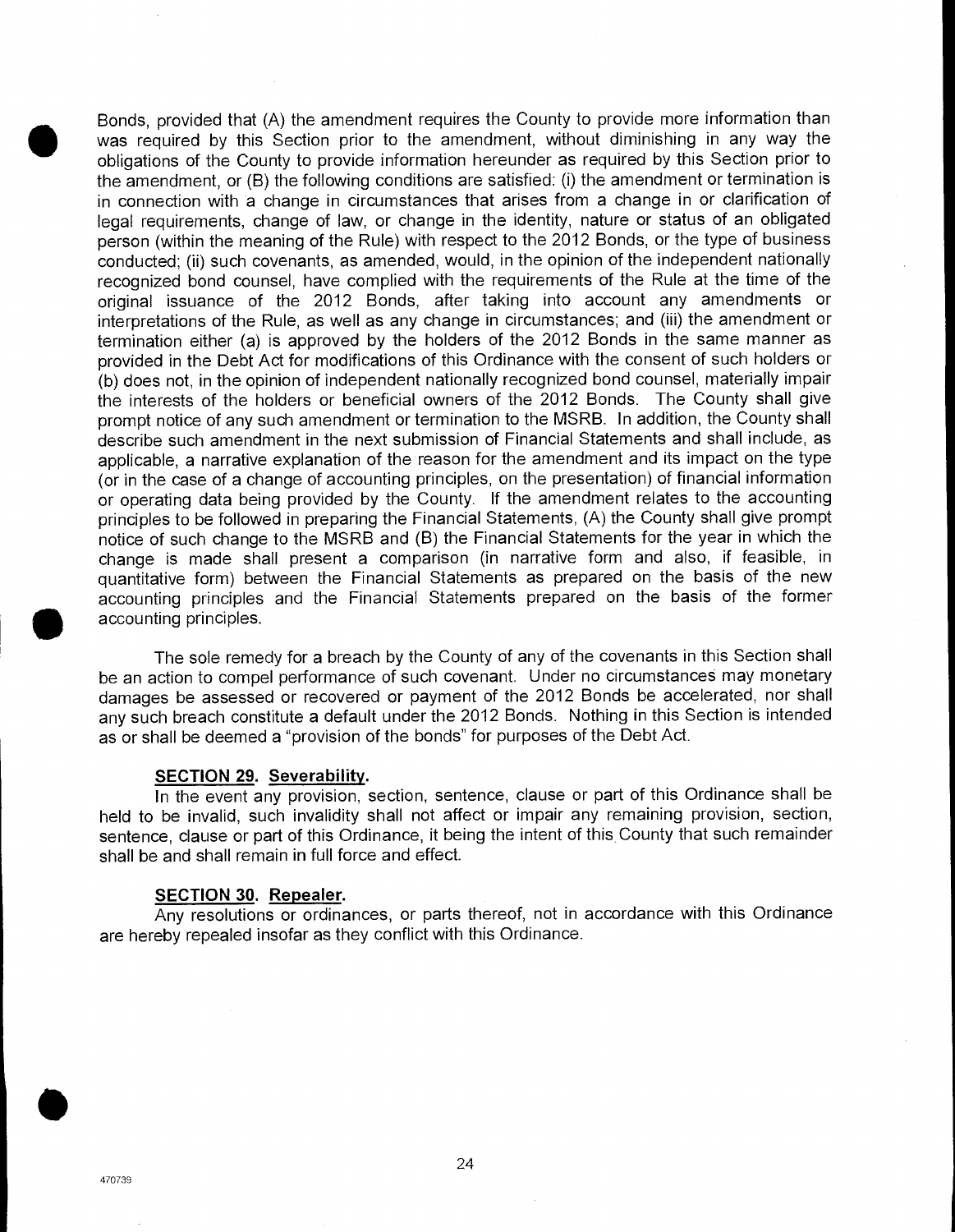Bonds, provided that (A) the amendment requires the County to provide more information than was required by this Section prior to the amendment, without diminishing in any way the obligations of the County to provide information hereunder as required by this Section prior to the amendment, or (B) the following conditions are satisfied: (i) the amendment or termination is in connection with a change in circumstances that arises from a change in or clarification of legal requirements, change of law, or change in the identity, nature or status of an obligated person (within the meaning of the Rule) with respect to the 2012 Bonds, or the type of business conducted; (ii) such covenants, as amended, would, in the opinion of the independent nationally recognized bond counsel, have complied with the requirements of the Rule at the time of the original issuance of the 2012 Bonds, after taking into account any amendments or interpretations of the Rule, as well as any change in circumstances; and (iii) the amendment or termination either (a) is approved by the holders of the 2012 Bonds in the same manner as provided in the Debt Act for modifications of this Ordinance with the consent of such holders or (b) does not, in the opinion of independent nationally recognized bond counsel, materially impair the interests of the holders or beneficial owners of the 2012 Bonds. The County shall give prompt notice of any such amendment or termination to the MSRB. In addition, the County shall describe such amendment in the next submission of Financial Statements and shall include, as applicable, a narrative explanation of the reason for the amendment and its impact on the type (or in the case of a change of accounting principles, on the presentation) of financial information or operating data being provided by the County. If the amendment relates to the accounting principles to be followed in preparing the Financial Statements, (A) the County shall give prompt notice of such change to the MSRB and (B) the Financial Statements for the year in which the change is made shall present a comparison (in narrative form and also, if feasible, in quantitative form) between the Financial Statements as prepared on the basis of the new accounting principles and the Financial Statements prepared on the basis of the former accounting principles.

The sole remedy for a breach by the County of any of the covenants in this Section shall be an action to compel performance of such covenant. Under no circumstances may monetary damages be assessed or recovered or payment of the 2012 Bonds be accelerated, nor shall any such breach constitute a default under the 2012 Bonds. Nothing in this Section is intended as or shall be deemed a "provision of the bonds" for purposes of the Debt Act.

**SECTION 29. Severability.**

In the event any provision, section, sentence, clause or part of this Ordinance shall be held to be invalid, such invalidity shall not affect or impair any remaining provision, section, sentence, clause or part of this Ordinance, it being the intent of this County that such remainder shall be and shall remain in full force and effect.

**SECTION 30. Repealer.**

Any resolutions or ordinances, or parts thereof, not in accordance with this Ordinance are hereby repealed insofar as they conflict with this Ordinance.

470739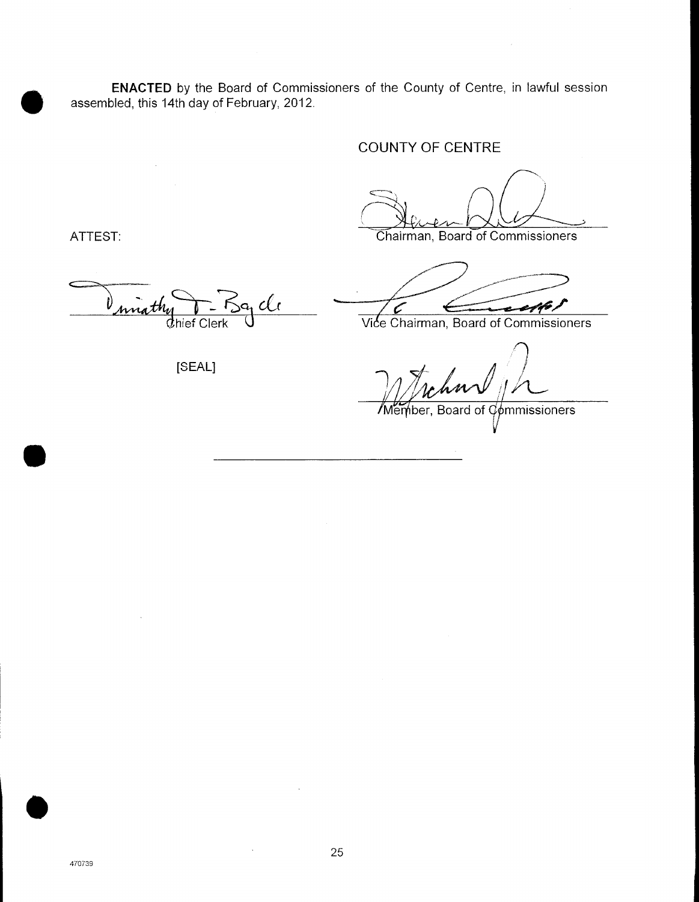**ENACTED** by the Board of Commissioners of the County of Centre, in lawful session assembled, this 14th day of February, 2012.

COUNTY OF CENTRE

ATTEST:

Chairman, Board of Commissioners

Chief Clerk

Vice Chairman, Board of Commissioners

[SEAL]

Member, Board of Commissioners

470739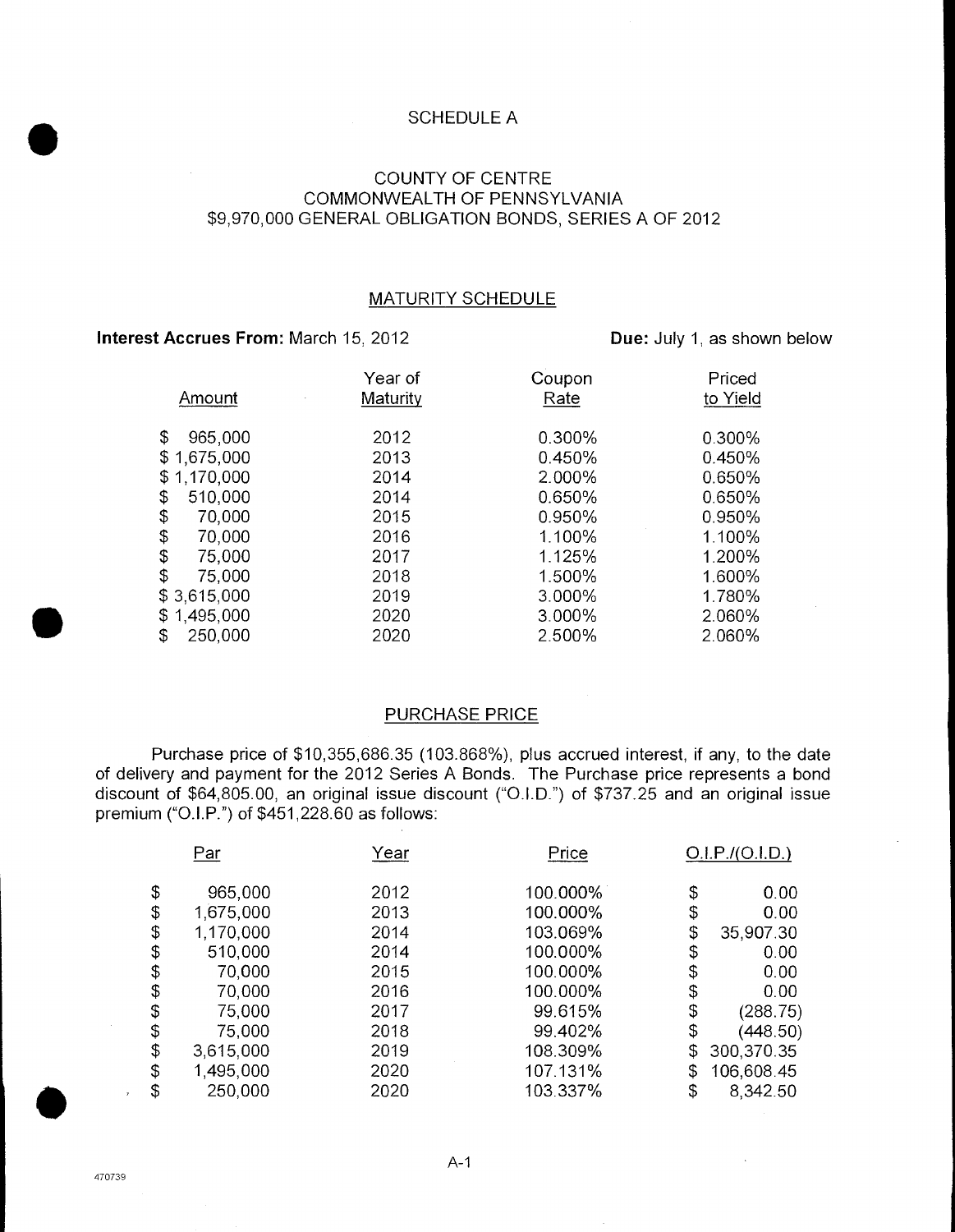# SCHEDULE A

## COUNTY OF CENTRE
## COMMONWEALTH OF PENNSYLVANIA
## $9,970,000 GENERAL OBLIGATION BONDS, SERIES A OF 2012

### MATURITY SCHEDULE

**Interest Accrues From:** March 15, 2012 **Due:** July 1, as shown below

| Amount | Year of Maturity | Coupon Rate | Priced to Yield |
|---|---|---|---|
| $ 965,000 | 2012 | 0.300% | 0.300% |
| $ 1,675,000 | 2013 | 0.450% | 0.450% |
| $ 1,170,000 | 2014 | 2.000% | 0.650% |
| $ 510,000 | 2014 | 0.650% | 0.650% |
| $ 70,000 | 2015 | 0.950% | 0.950% |
| $ 70,000 | 2016 | 1.100% | 1.100% |
| $ 75,000 | 2017 | 1.125% | 1.200% |
| $ 75,000 | 2018 | 1.500% | 1.600% |
| $ 3,615,000 | 2019 | 3.000% | 1.780% |
| $ 1,495,000 | 2020 | 3.000% | 2.060% |
| $ 250,000 | 2020 | 2.500% | 2.060% |

### PURCHASE PRICE

Purchase price of $10,355,686.35 (103.868%), plus accrued interest, if any, to the date of delivery and payment for the 2012 Series A Bonds. The Purchase price represents a bond discount of $64,805.00, an original issue discount ("O.I.D.") of $737.25 and an original issue premium ("O.I.P.") of $451,228.60 as follows:

| Par | Year | Price | O.I.P./(O.I.D.) |
|---|---|---|---|
| $ 965,000 | 2012 | 100.000% | $ 0.00 |
| $ 1,675,000 | 2013 | 100.000% | $ 0.00 |
| $ 1,170,000 | 2014 | 103.069% | $ 35,907.30 |
| $ 510,000 | 2014 | 100.000% | $ 0.00 |
| $ 70,000 | 2015 | 100.000% | $ 0.00 |
| $ 70,000 | 2016 | 100.000% | $ 0.00 |
| $ 75,000 | 2017 | 99.615% | $ (288.75) |
| $ 75,000 | 2018 | 99.402% | $ (448.50) |
| $ 3,615,000 | 2019 | 108.309% | $ 300,370.35 |
| $ 1,495,000 | 2020 | 107.131% | $ 106,608.45 |
| $ 250,000 | 2020 | 103.337% | $ 8,342.50 |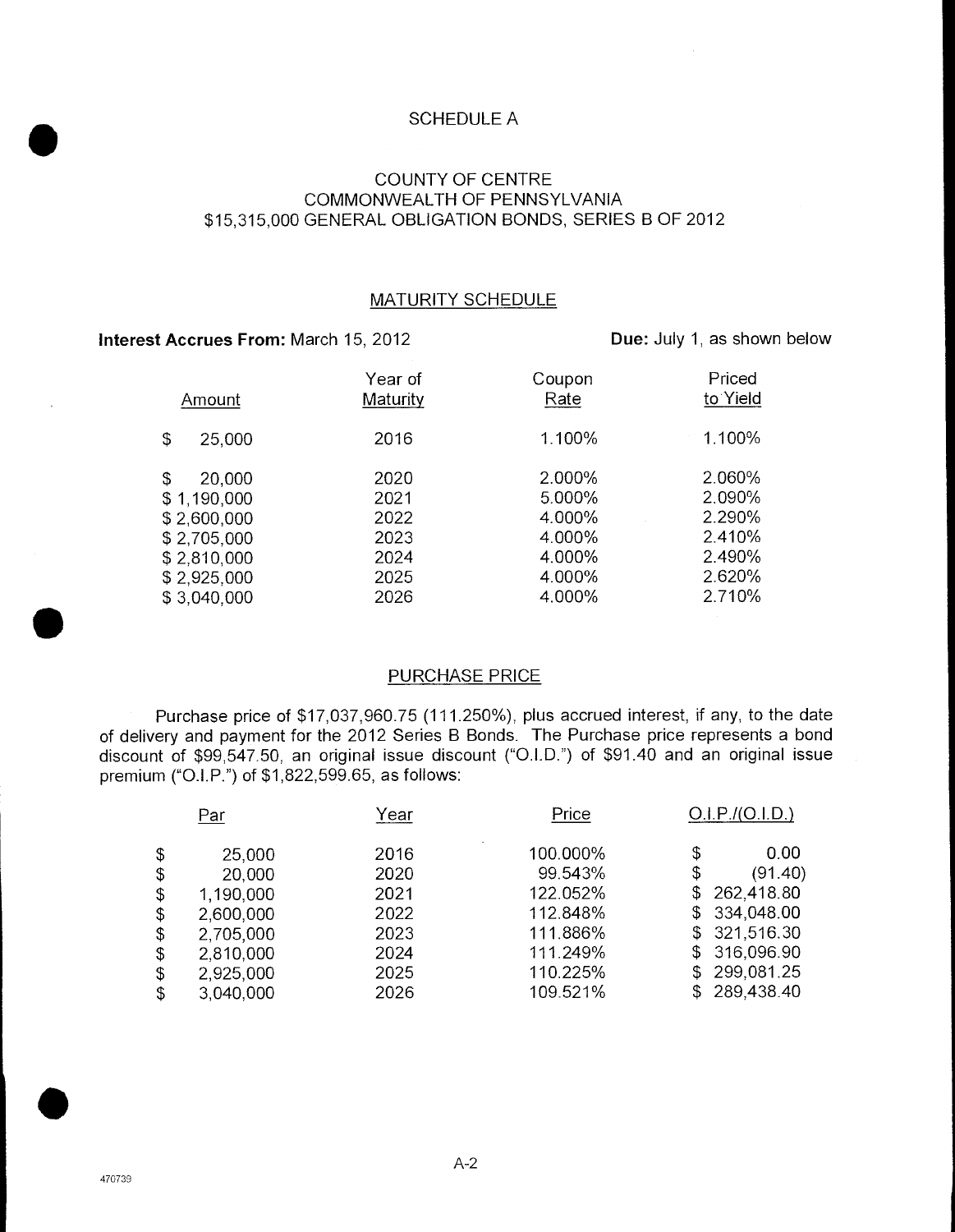# SCHEDULE A

## COUNTY OF CENTRE
## COMMONWEALTH OF PENNSYLVANIA
## $15,315,000 GENERAL OBLIGATION BONDS, SERIES B OF 2012

### MATURITY SCHEDULE

**Interest Accrues From:** March 15, 2012 **Due:** July 1, as shown below

| Amount | Year of Maturity | Coupon Rate | Priced to Yield |
|---|---|---|---|
| $ 25,000 | 2016 | 1.100% | 1.100% |
| $ 20,000 | 2020 | 2.000% | 2.060% |
| $ 1,190,000 | 2021 | 5.000% | 2.090% |
| $ 2,600,000 | 2022 | 4.000% | 2.290% |
| $ 2,705,000 | 2023 | 4.000% | 2.410% |
| $ 2,810,000 | 2024 | 4.000% | 2.490% |
| $ 2,925,000 | 2025 | 4.000% | 2.620% |
| $ 3,040,000 | 2026 | 4.000% | 2.710% |

### PURCHASE PRICE

Purchase price of $17,037,960.75 (111.250%), plus accrued interest, if any, to the date of delivery and payment for the 2012 Series B Bonds. The Purchase price represents a bond discount of $99,547.50, an original issue discount ("O.I.D.") of $91.40 and an original issue premium ("O.I.P.") of $1,822,599.65, as follows:

| Par | Year | Price | O.I.P./(O.I.D.) |
|---|---|---|---|
| $ 25,000 | 2016 | 100.000% | $ 0.00 |
| $ 20,000 | 2020 | 99.543% | $ (91.40) |
| $ 1,190,000 | 2021 | 122.052% | $ 262,418.80 |
| $ 2,600,000 | 2022 | 112.848% | $ 334,048.00 |
| $ 2,705,000 | 2023 | 111.886% | $ 321,516.30 |
| $ 2,810,000 | 2024 | 111.249% | $ 316,096.90 |
| $ 2,925,000 | 2025 | 110.225% | $ 299,081.25 |
| $ 3,040,000 | 2026 | 109.521% | $ 289,438.40 |

470739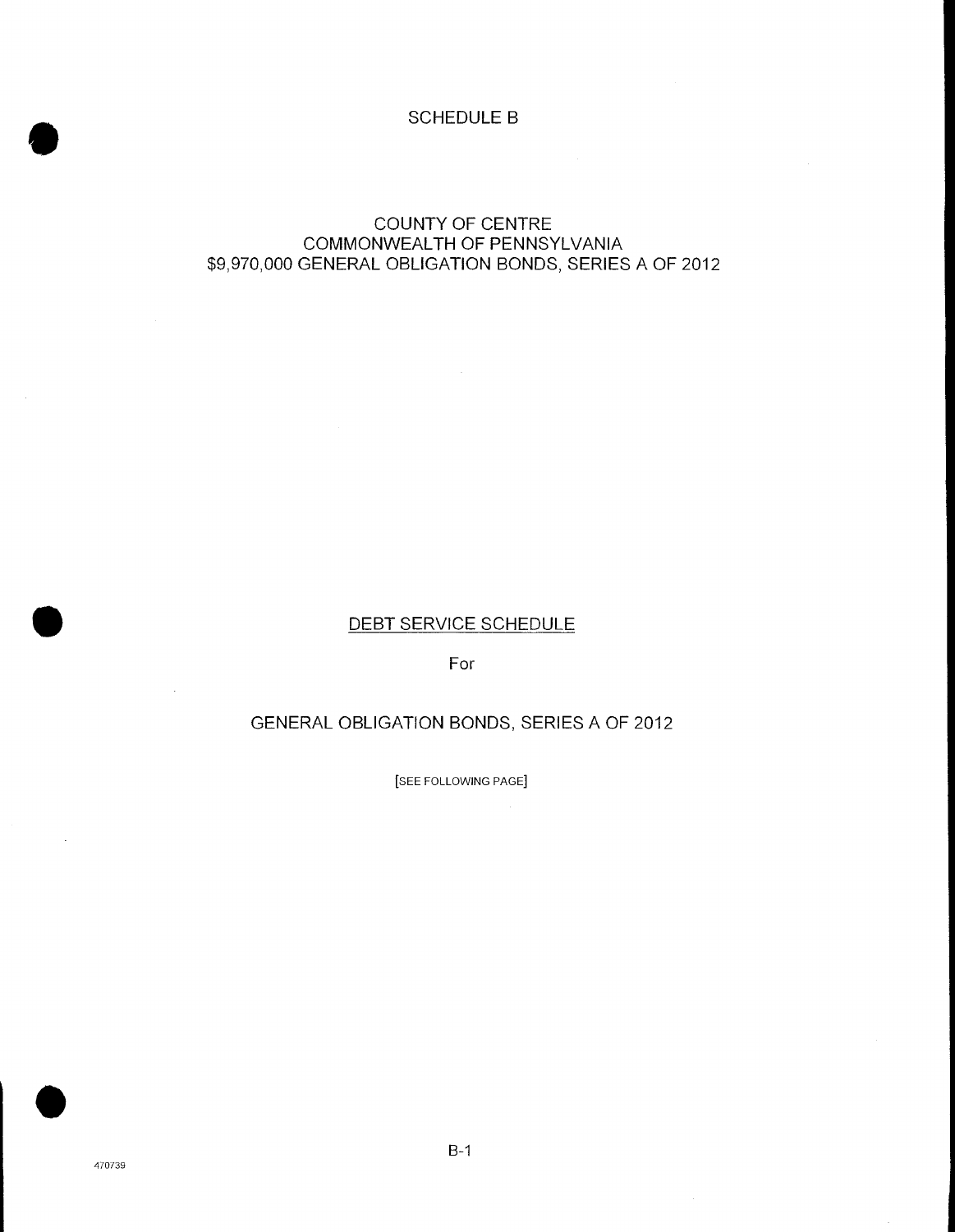# SCHEDULE B

## COUNTY OF CENTRE
## COMMONWEALTH OF PENNSYLVANIA
## $9,970,000 GENERAL OBLIGATION BONDS, SERIES A OF 2012

## DEBT SERVICE SCHEDULE

For

## GENERAL OBLIGATION BONDS, SERIES A OF 2012

[SEE FOLLOWING PAGE]

470739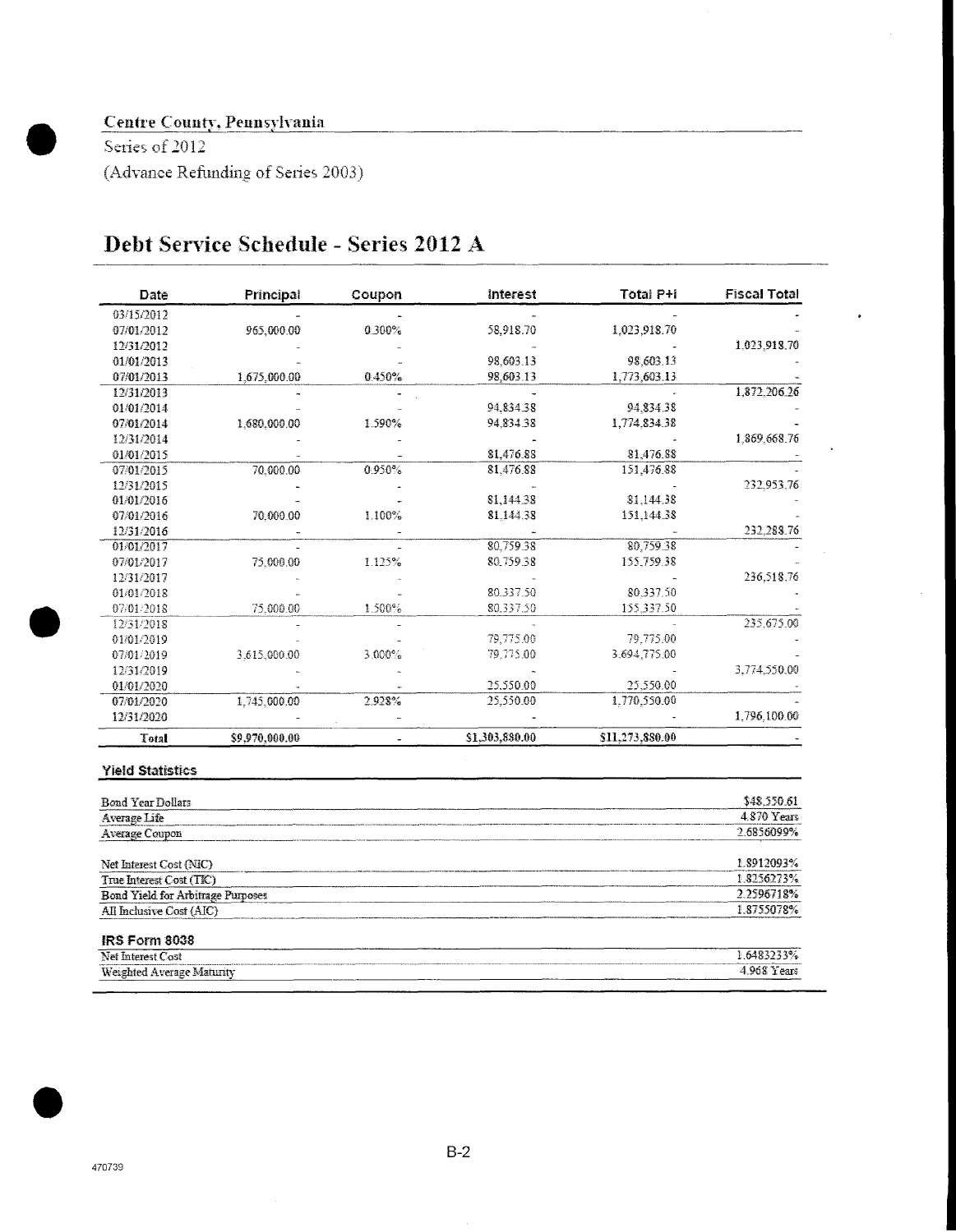**Centre County, Pennsylvania**

Series of 2012

(Advance Refunding of Series 2003)

# Debt Service Schedule - Series 2012 A

| Date | Principal | Coupon | Interest | Total P+I | Fiscal Total |
|---|---|---|---|---|---|
| 03/15/2012 | - | - | - | - | - |
| 07/01/2012 | 965,000.00 | 0.300% | 58,918.70 | 1,023,918.70 | - |
| 12/31/2012 | - | - | - | - | 1,023,918.70 |
| 01/01/2013 | - | - | 98,603.13 | 98,603.13 | - |
| 07/01/2013 | 1,675,000.00 | 0.450% | 98,603.13 | 1,773,603.13 | - |
| 12/31/2013 | - | - | - | - | 1,872,206.26 |
| 01/01/2014 | - | - | 94,834.38 | 94,834.38 | - |
| 07/01/2014 | 1,680,000.00 | 1.590% | 94,834.38 | 1,774,834.38 | - |
| 12/31/2014 | - | - | - | - | 1,869,668.76 |
| 01/01/2015 | - | - | 81,476.88 | 81,476.88 | - |
| 07/01/2015 | 70,000.00 | 0.950% | 81,476.88 | 151,476.88 | - |
| 12/31/2015 | - | - | - | - | 232,953.76 |
| 01/01/2016 | - | - | 81,144.38 | 81,144.38 | - |
| 07/01/2016 | 70,000.00 | 1.100% | 81,144.38 | 151,144.38 | - |
| 12/31/2016 | - | - | - | - | 232,288.76 |
| 01/01/2017 | - | - | 80,759.38 | 80,759.38 | - |
| 07/01/2017 | 75,000.00 | 1.125% | 80,759.38 | 155,759.38 | - |
| 12/31/2017 | - | - | - | - | 236,518.76 |
| 01/01/2018 | - | - | 80,337.50 | 80,337.50 | - |
| 07/01/2018 | 75,000.00 | 1.500% | 80,337.50 | 155,337.50 | - |
| 12/31/2018 | - | - | - | - | 235,675.00 |
| 01/01/2019 | - | - | 79,775.00 | 79,775.00 | - |
| 07/01/2019 | 3,615,000.00 | 3.000% | 79,775.00 | 3,694,775.00 | - |
| 12/31/2019 | - | - | - | - | 3,774,550.00 |
| 01/01/2020 | - | - | 25,550.00 | 25,550.00 | - |
| 07/01/2020 | 1,745,000.00 | 2.928% | 25,550.00 | 1,770,550.00 | - |
| 12/31/2020 | - | - | - | - | 1,796,100.00 |
| **Total** | **$9,970,000.00** | - | **$1,303,880.00** | **$11,273,880.00** | - |

### Yield Statistics

| | |
|---|---|
| Bond Year Dollars | $48,550.61 |
| Average Life | 4.870 Years |
| Average Coupon | 2.6856099% |
| | |
| Net Interest Cost (NIC) | 1.8912093% |
| True Interest Cost (TIC) | 1.8256273% |
| Bond Yield for Arbitrage Purposes | 2.2596718% |
| All Inclusive Cost (AIC) | 1.8755078% |

### IRS Form 8038

| | |
|---|---|
| Net Interest Cost | 1.6483233% |
| Weighted Average Maturity | 4.968 Years |

470739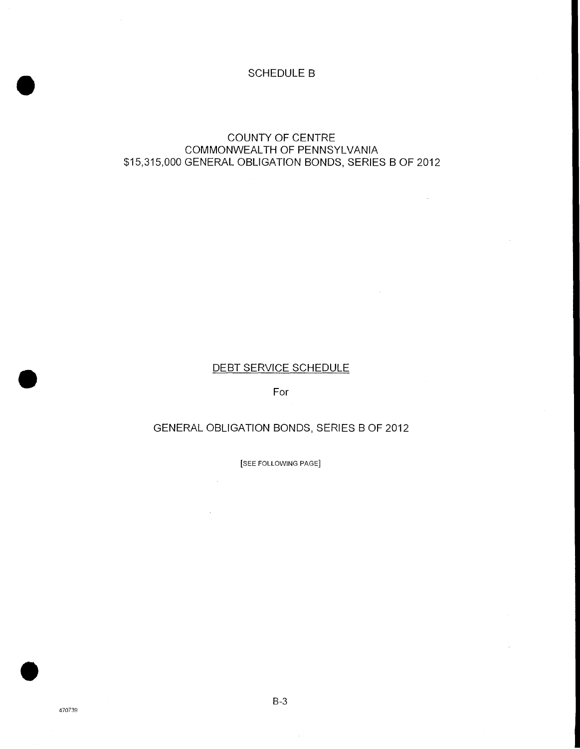# SCHEDULE B

## COUNTY OF CENTRE
## COMMONWEALTH OF PENNSYLVANIA
## $15,315,000 GENERAL OBLIGATION BONDS, SERIES B OF 2012

<u>DEBT SERVICE SCHEDULE</u>

For

GENERAL OBLIGATION BONDS, SERIES B OF 2012

[SEE FOLLOWING PAGE]

470739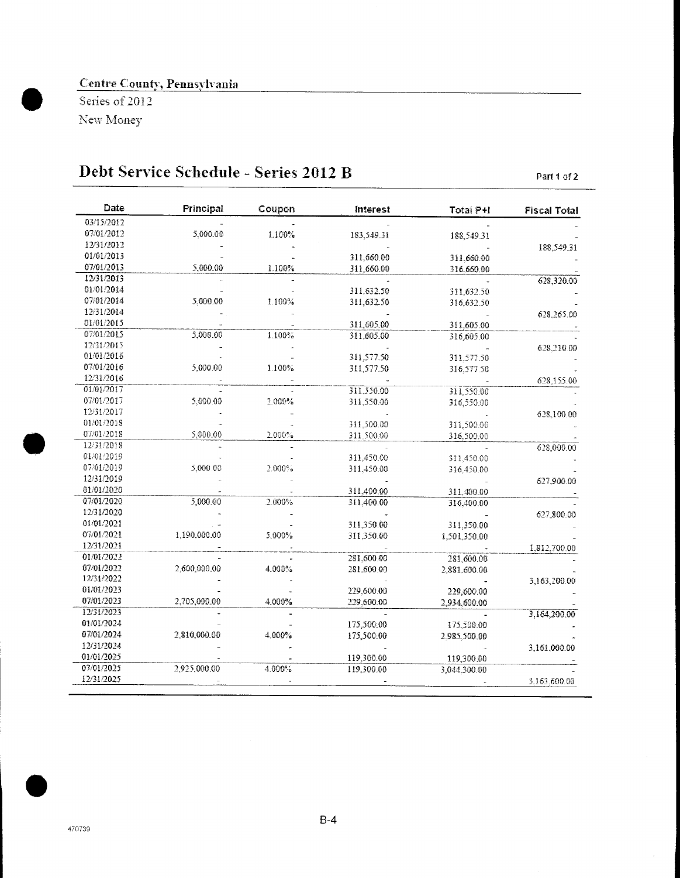Centre County, Pennsylvania

Series of 2012

New Money

# Debt Service Schedule - Series 2012 B

Part 1 of 2

| Date | Principal | Coupon | Interest | Total P+I | Fiscal Total |
|---|---|---|---|---|---|
| 03/15/2012 | - | - | - | - | - |
| 07/01/2012 | 5,000.00 | 1.100% | 183,549.31 | 188,549.31 | - |
| 12/31/2012 | - | - | - | - | 188,549.31 |
| 01/01/2013 | - | - | 311,660.00 | 311,660.00 | - |
| 07/01/2013 | 5,000.00 | 1.100% | 311,660.00 | 316,660.00 | - |
| 12/31/2013 | - | - | - | - | 628,320.00 |
| 01/01/2014 | - | - | 311,632.50 | 311,632.50 | - |
| 07/01/2014 | 5,000.00 | 1.100% | 311,632.50 | 316,632.50 | - |
| 12/31/2014 | - | - | - | - | 628,265.00 |
| 01/01/2015 | - | - | 311,605.00 | 311,605.00 | - |
| 07/01/2015 | 5,000.00 | 1.100% | 311,605.00 | 316,605.00 | - |
| 12/31/2015 | - | - | - | - | 628,210.00 |
| 01/01/2016 | - | - | 311,577.50 | 311,577.50 | - |
| 07/01/2016 | 5,000.00 | 1.100% | 311,577.50 | 316,577.50 | - |
| 12/31/2016 | - | - | - | - | 628,155.00 |
| 01/01/2017 | - | - | 311,550.00 | 311,550.00 | - |
| 07/01/2017 | 5,000.00 | 2.000% | 311,550.00 | 316,550.00 | - |
| 12/31/2017 | - | - | - | - | 628,100.00 |
| 01/01/2018 | - | - | 311,500.00 | 311,500.00 | - |
| 07/01/2018 | 5,000.00 | 2.000% | 311,500.00 | 316,500.00 | - |
| 12/31/2018 | - | - | - | - | 628,000.00 |
| 01/01/2019 | - | - | 311,450.00 | 311,450.00 | - |
| 07/01/2019 | 5,000.00 | 2.000% | 311,450.00 | 316,450.00 | - |
| 12/31/2019 | - | - | - | - | 627,900.00 |
| 01/01/2020 | - | - | 311,400.00 | 311,400.00 | - |
| 07/01/2020 | 5,000.00 | 2.000% | 311,400.00 | 316,400.00 | - |
| 12/31/2020 | - | - | - | - | 627,800.00 |
| 01/01/2021 | - | - | 311,350.00 | 311,350.00 | - |
| 07/01/2021 | 1,190,000.00 | 5.000% | 311,350.00 | 1,501,350.00 | - |
| 12/31/2021 | - | - | - | - | 1,812,700.00 |
| 01/01/2022 | - | - | 281,600.00 | 281,600.00 | - |
| 07/01/2022 | 2,600,000.00 | 4.000% | 281,600.00 | 2,881,600.00 | - |
| 12/31/2022 | - | - | - | - | 3,163,200.00 |
| 01/01/2023 | - | - | 229,600.00 | 229,600.00 | - |
| 07/01/2023 | 2,705,000.00 | 4.000% | 229,600.00 | 2,934,600.00 | - |
| 12/31/2023 | - | - | - | - | 3,164,200.00 |
| 01/01/2024 | - | - | 175,500.00 | 175,500.00 | - |
| 07/01/2024 | 2,810,000.00 | 4.000% | 175,500.00 | 2,985,500.00 | - |
| 12/31/2024 | - | - | - | - | 3,161,000.00 |
| 01/01/2025 | - | - | 119,300.00 | 119,300.00 | - |
| 07/01/2025 | 2,925,000.00 | 4.000% | 119,300.00 | 3,044,300.00 | - |
| 12/31/2025 | - | - | - | - | 3,163,600.00 |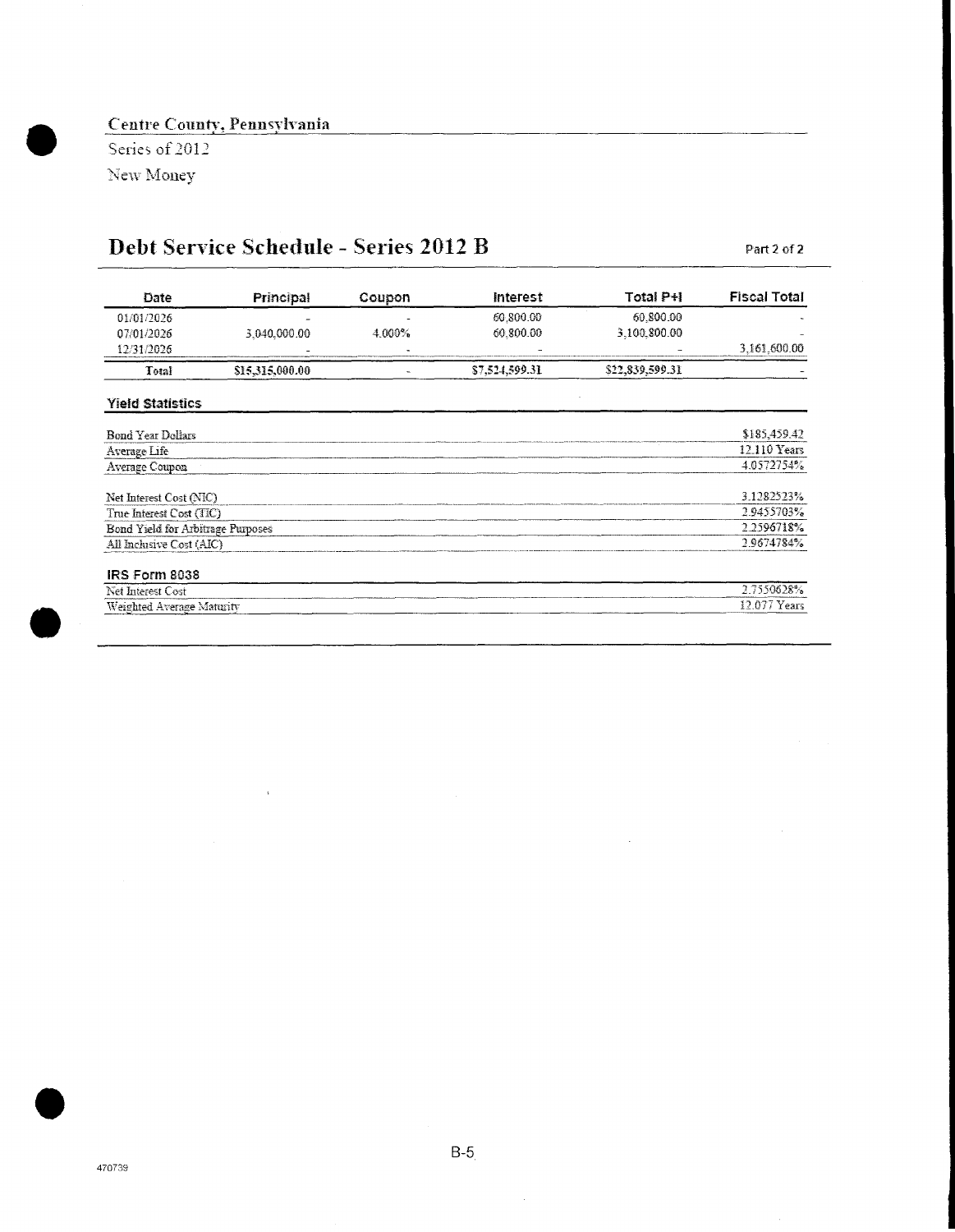Centre County, Pennsylvania

Series of 2012

New Money

# Debt Service Schedule - Series 2012 B

Part 2 of 2

| Date | Principal | Coupon | Interest | Total P+I | Fiscal Total |
|---|---|---|---|---|---|
| 01/01/2026 | - | - | 60,800.00 | 60,800.00 | - |
| 07/01/2026 | 3,040,000.00 | 4.000% | 60,800.00 | 3,100,800.00 | - |
| 12/31/2026 | - | - | - | - | 3,161,600.00 |
| Total | $15,315,000.00 | - | $7,524,599.31 | $22,839,599.31 | - |

### Yield Statistics

| | |
|---|---|
| Bond Year Dollars | $185,459.42 |
| Average Life | 12.110 Years |
| Average Coupon | 4.0572754% |
| Net Interest Cost (NIC) | 3.1282523% |
| True Interest Cost (TIC) | 2.9455703% |
| Bond Yield for Arbitrage Purposes | 2.2596718% |
| All Inclusive Cost (AIC) | 2.9674784% |

### IRS Form 8038

| | |
|---|---|
| Net Interest Cost | 2.7550628% |
| Weighted Average Maturity | 12.077 Years |

470739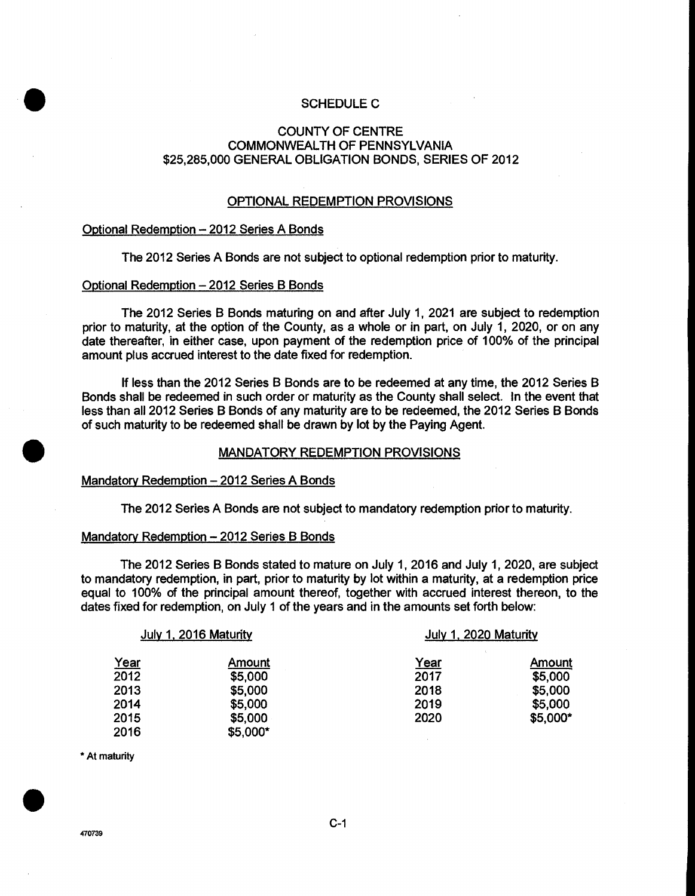# SCHEDULE C

## COUNTY OF CENTRE
## COMMONWEALTH OF PENNSYLVANIA
## $25,285,000 GENERAL OBLIGATION BONDS, SERIES OF 2012

### OPTIONAL REDEMPTION PROVISIONS

Optional Redemption – 2012 Series A Bonds

The 2012 Series A Bonds are not subject to optional redemption prior to maturity.

Optional Redemption – 2012 Series B Bonds

The 2012 Series B Bonds maturing on and after July 1, 2021 are subject to redemption prior to maturity, at the option of the County, as a whole or in part, on July 1, 2020, or on any date thereafter, in either case, upon payment of the redemption price of 100% of the principal amount plus accrued interest to the date fixed for redemption.

If less than the 2012 Series B Bonds are to be redeemed at any time, the 2012 Series B Bonds shall be redeemed in such order or maturity as the County shall select. In the event that less than all 2012 Series B Bonds of any maturity are to be redeemed, the 2012 Series B Bonds of such maturity to be redeemed shall be drawn by lot by the Paying Agent.

### MANDATORY REDEMPTION PROVISIONS

Mandatory Redemption – 2012 Series A Bonds

The 2012 Series A Bonds are not subject to mandatory redemption prior to maturity.

Mandatory Redemption – 2012 Series B Bonds

The 2012 Series B Bonds stated to mature on July 1, 2016 and July 1, 2020, are subject to mandatory redemption, in part, prior to maturity by lot within a maturity, at a redemption price equal to 100% of the principal amount thereof, together with accrued interest thereon, to the dates fixed for redemption, on July 1 of the years and in the amounts set forth below:

| July 1, 2016 Maturity | | July 1, 2020 Maturity | |
|---|---|---|---|
| Year | Amount | Year | Amount |
| 2012 | $5,000 | 2017 | $5,000 |
| 2013 | $5,000 | 2018 | $5,000 |
| 2014 | $5,000 | 2019 | $5,000 |
| 2015 | $5,000 | 2020 | $5,000* |
| 2016 | $5,000* | | |

\* At maturity

470739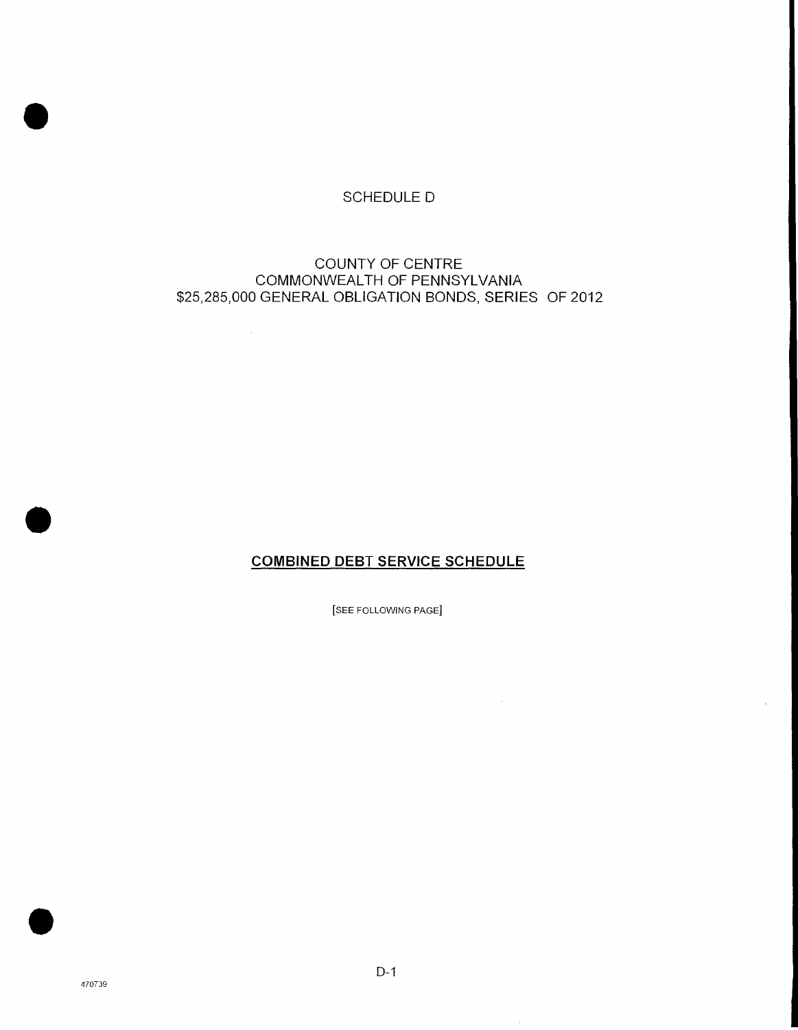SCHEDULE D

COUNTY OF CENTRE
COMMONWEALTH OF PENNSYLVANIA
$25,285,000 GENERAL OBLIGATION BONDS, SERIES OF 2012

**COMBINED DEBT SERVICE SCHEDULE**

[SEE FOLLOWING PAGE]

470739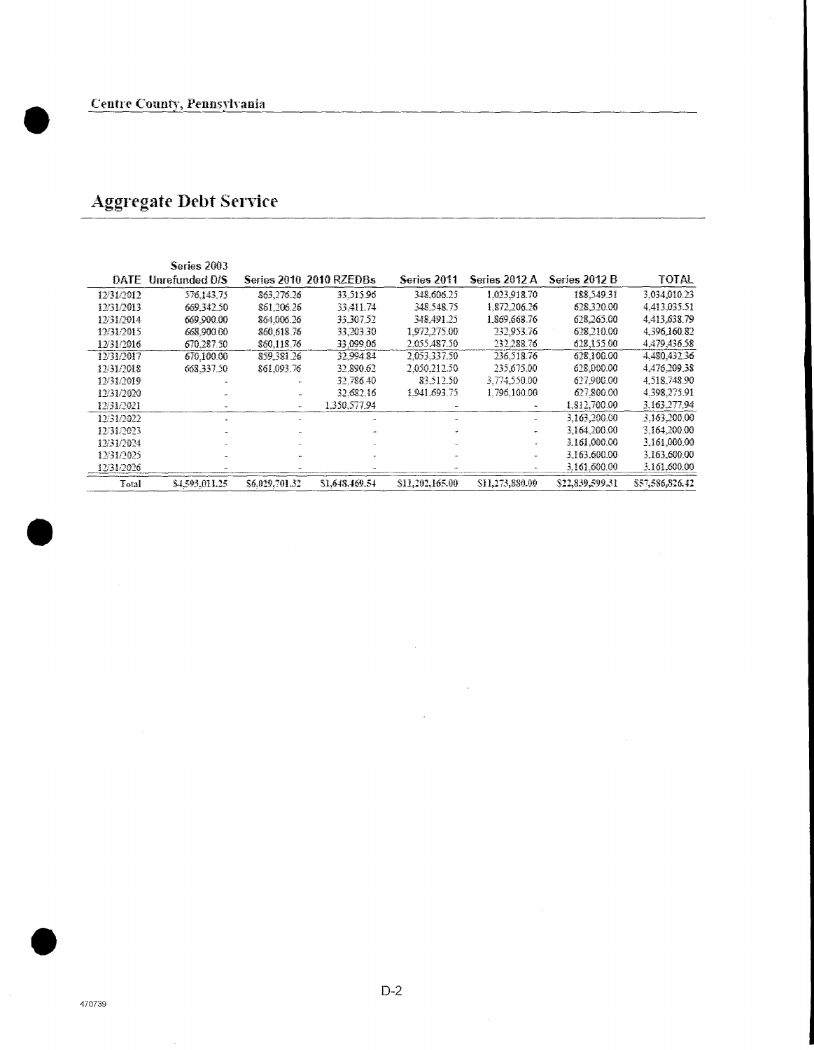Centre County, Pennsylvania

# Aggregate Debt Service

| DATE | Series 2003 Unrefunded D/S | Series 2010 | 2010 RZEDBs | Series 2011 | Series 2012 A | Series 2012 B | TOTAL |
|---|---|---|---|---|---|---|---|
| 12/31/2012 | 576,143.75 | 863,276.26 | 33,515.96 | 348,606.25 | 1,023,918.70 | 188,549.31 | 3,034,010.23 |
| 12/31/2013 | 669,342.50 | 861,206.26 | 33,411.74 | 348,548.75 | 1,872,206.26 | 628,320.00 | 4,413,035.51 |
| 12/31/2014 | 669,900.00 | 864,006.26 | 33,307.52 | 348,491.25 | 1,869,668.76 | 628,265.00 | 4,413,638.79 |
| 12/31/2015 | 668,900.00 | 860,618.76 | 33,203.30 | 1,972,275.00 | 232,953.76 | 628,210.00 | 4,396,160.82 |
| 12/31/2016 | 670,287.50 | 860,118.76 | 33,099.06 | 2,055,487.50 | 232,288.76 | 628,155.00 | 4,479,436.58 |
| 12/31/2017 | 670,100.00 | 859,381.26 | 32,994.84 | 2,053,337.50 | 236,518.76 | 628,100.00 | 4,480,432.36 |
| 12/31/2018 | 668,337.50 | 861,093.76 | 32,890.62 | 2,050,212.50 | 235,675.00 | 628,000.00 | 4,476,209.38 |
| 12/31/2019 | - | - | 32,786.40 | 83,512.50 | 3,774,550.00 | 627,900.00 | 4,518,748.90 |
| 12/31/2020 | - | - | 32,682.16 | 1,941,693.75 | 1,796,100.00 | 627,800.00 | 4,398,275.91 |
| 12/31/2021 | - | - | 1,350,577.94 | - | - | 1,812,700.00 | 3,163,277.94 |
| 12/31/2022 | - | - | - | - | - | 3,163,200.00 | 3,163,200.00 |
| 12/31/2023 | - | - | - | - | - | 3,164,200.00 | 3,164,200.00 |
| 12/31/2024 | - | - | - | - | - | 3,161,000.00 | 3,161,000.00 |
| 12/31/2025 | - | - | - | - | - | 3,163,600.00 | 3,163,600.00 |
| 12/31/2026 | - | - | - | - | - | 3,161,600.00 | 3,161,600.00 |
| Total | $4,593,011.25 | $6,029,701.32 | $1,648,469.54 | $11,202,165.00 | $11,273,880.00 | $22,839,599.31 | $57,586,826.42 |

470739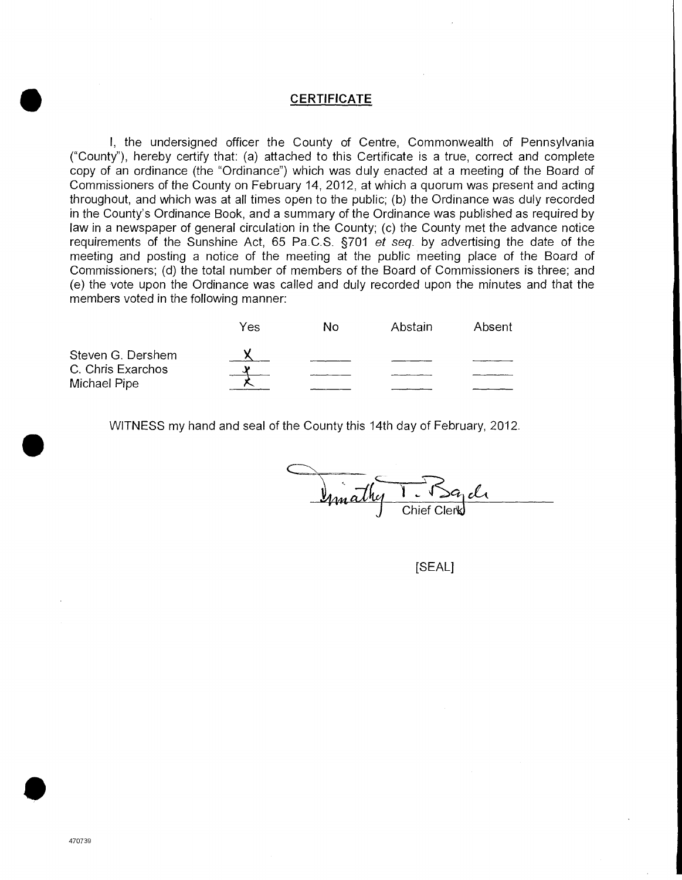## CERTIFICATE

I, the undersigned officer the County of Centre, Commonwealth of Pennsylvania ("County"), hereby certify that: (a) attached to this Certificate is a true, correct and complete copy of an ordinance (the "Ordinance") which was duly enacted at a meeting of the Board of Commissioners of the County on February 14, 2012, at which a quorum was present and acting throughout, and which was at all times open to the public; (b) the Ordinance was duly recorded in the County's Ordinance Book, and a summary of the Ordinance was published as required by law in a newspaper of general circulation in the County; (c) the County met the advance notice requirements of the Sunshine Act, 65 Pa.C.S. §701 *et seq.* by advertising the date of the meeting and posting a notice of the meeting at the public meeting place of the Board of Commissioners; (d) the total number of members of the Board of Commissioners is three; and (e) the vote upon the Ordinance was called and duly recorded upon the minutes and that the members voted in the following manner:

| | Yes | No | Abstain | Absent |
|---|---|---|---|---|
| Steven G. Dershem | X | | | |
| C. Chris Exarchos | X | | | |
| Michael Pipe | X | | | |

WITNESS my hand and seal of the County this 14th day of February, 2012.

Timothy T. Bach
Chief Clerk

[SEAL]

470739